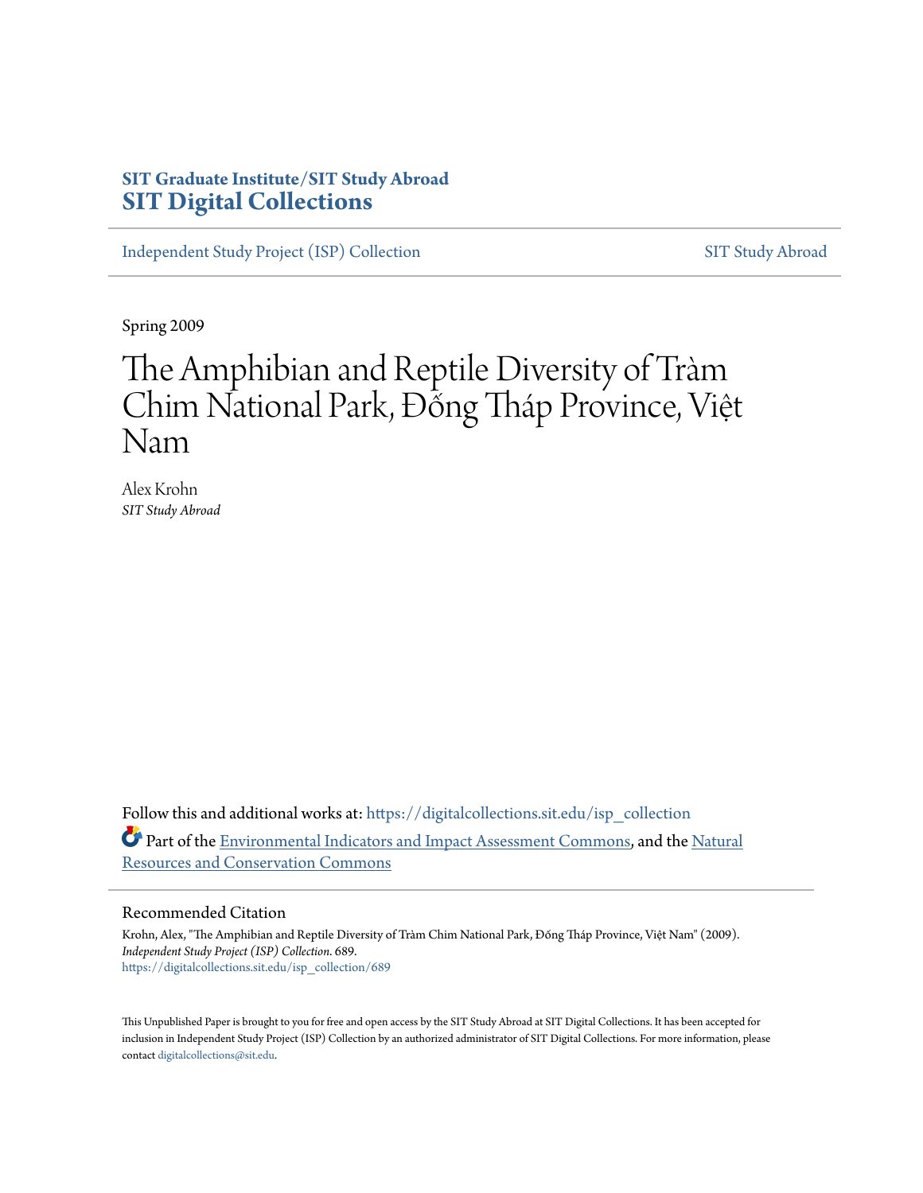**SIT Graduate Institute/SIT Study Abroad**
**SIT Digital Collections**

Independent Study Project (ISP) Collection | SIT Study Abroad

Spring 2009

# The Amphibian and Reptile Diversity of Tràm Chim National Park, Đống Tháp Province, Việt Nam

Alex Krohn
*SIT Study Abroad*

Follow this and additional works at: https://digitalcollections.sit.edu/isp_collection

Part of the Environmental Indicators and Impact Assessment Commons, and the Natural Resources and Conservation Commons

## Recommended Citation

Krohn, Alex, "The Amphibian and Reptile Diversity of Tràm Chim National Park, Đống Tháp Province, Việt Nam" (2009). *Independent Study Project (ISP) Collection*. 689.
https://digitalcollections.sit.edu/isp_collection/689

This Unpublished Paper is brought to you for free and open access by the SIT Study Abroad at SIT Digital Collections. It has been accepted for inclusion in Independent Study Project (ISP) Collection by an authorized administrator of SIT Digital Collections. For more information, please contact digitalcollections@sit.edu.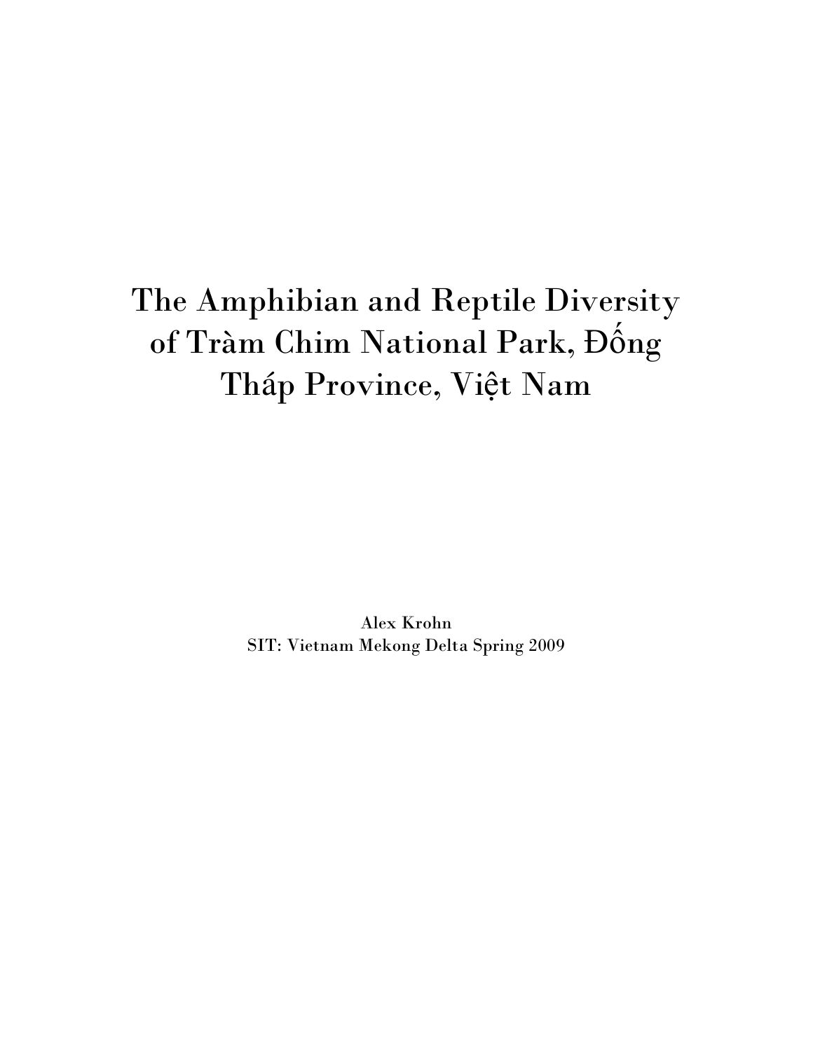# The Amphibian and Reptile Diversity of Tràm Chim National Park, Đống Tháp Province, Việt Nam

Alex Krohn
SIT: Vietnam Mekong Delta Spring 2009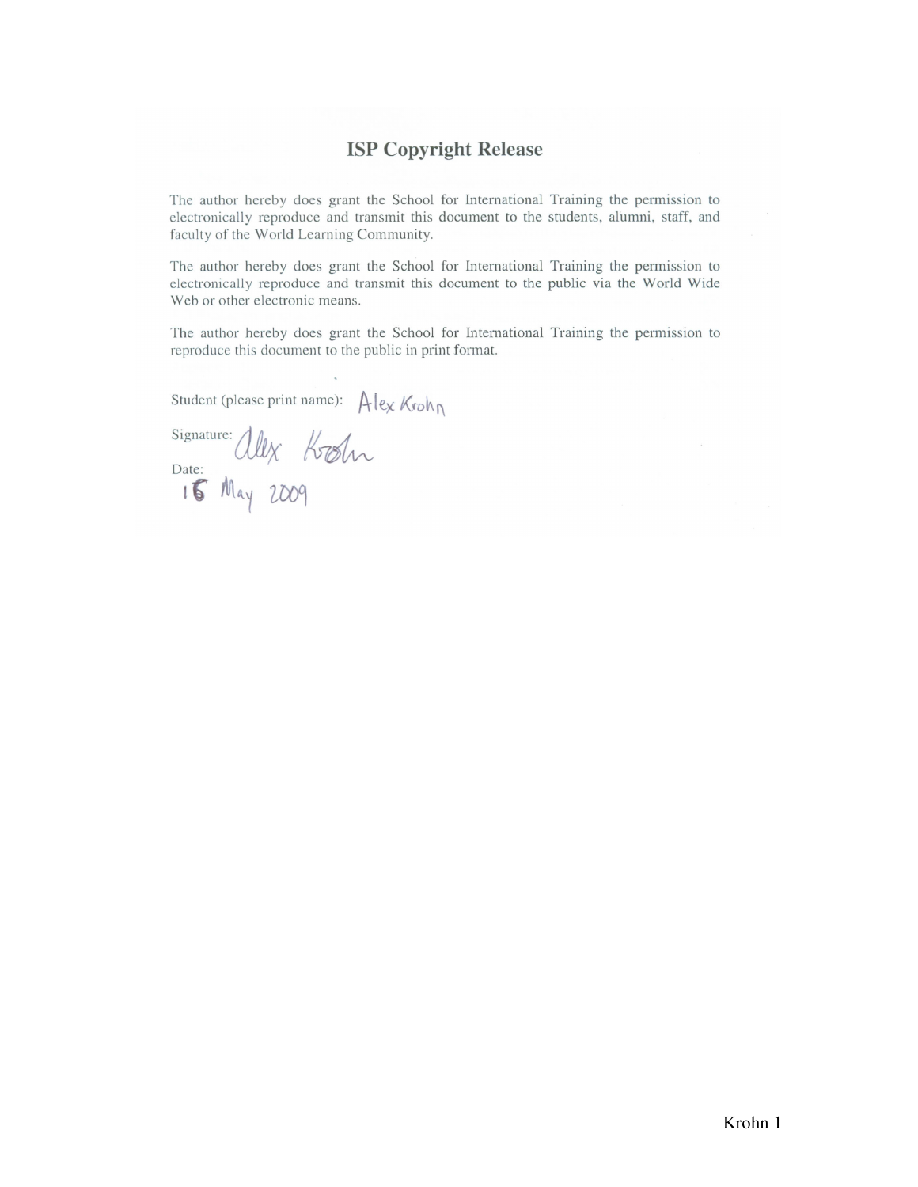# ISP Copyright Release

The author hereby does grant the School for International Training the permission to electronically reproduce and transmit this document to the students, alumni, staff, and faculty of the World Learning Community.

The author hereby does grant the School for International Training the permission to electronically reproduce and transmit this document to the public via the World Wide Web or other electronic means.

The author hereby does grant the School for International Training the permission to reproduce this document to the public in print format.

Student (please print name): Alex Krohn

Signature: Alex Krohn

Date: 16 May 2009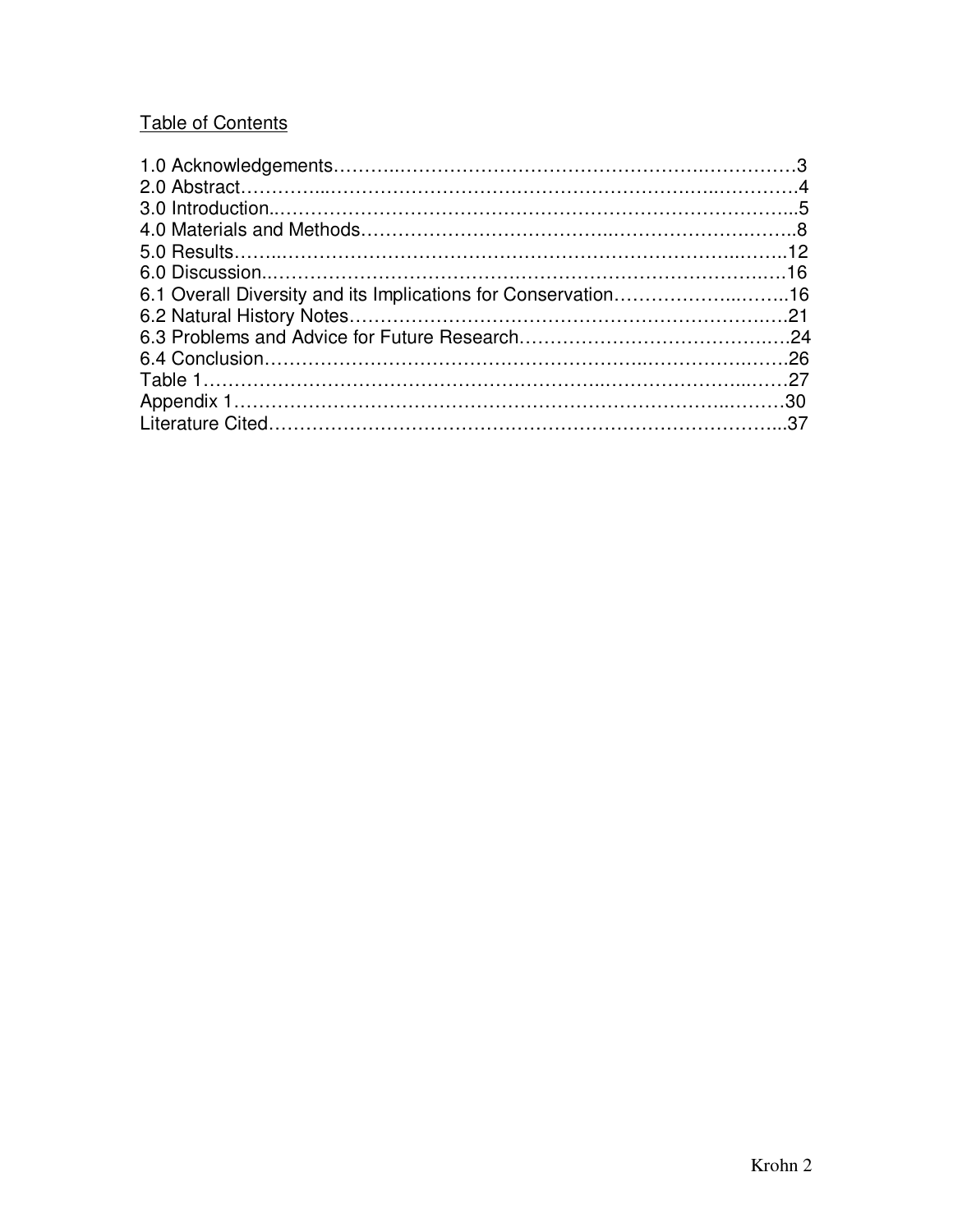## Table of Contents

1.0 Acknowledgements……………………………………………………………3
2.0 Abstract…………………………………………………………………………4
3.0 Introduction……………………………………………………………………5
4.0 Materials and Methods………………………………………………………8
5.0 Results…………………………………………………………………………12
6.0 Discussion……………………………………………………………………16
6.1 Overall Diversity and its Implications for Conservation…………………16
6.2 Natural History Notes…………………………………………………………21
6.3 Problems and Advice for Future Research…………………………………24
6.4 Conclusion……………………………………………………………………26
Table 1……………………………………………………………………………27
Appendix 1………………………………………………………………………30
Literature Cited…………………………………………………………………37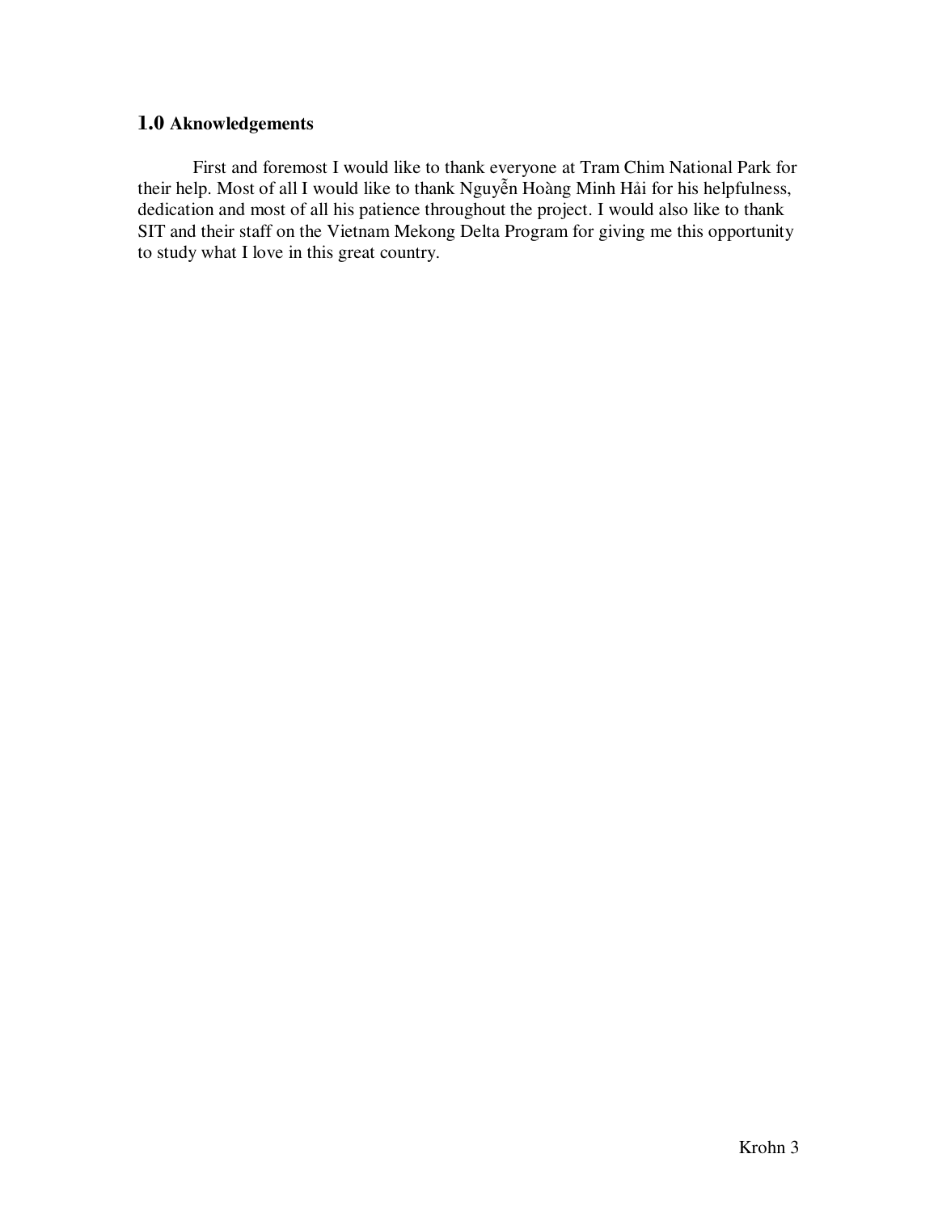## 1.0 Aknowledgements

First and foremost I would like to thank everyone at Tram Chim National Park for their help. Most of all I would like to thank Nguyễn Hoàng Minh Hải for his helpfulness, dedication and most of all his patience throughout the project. I would also like to thank SIT and their staff on the Vietnam Mekong Delta Program for giving me this opportunity to study what I love in this great country.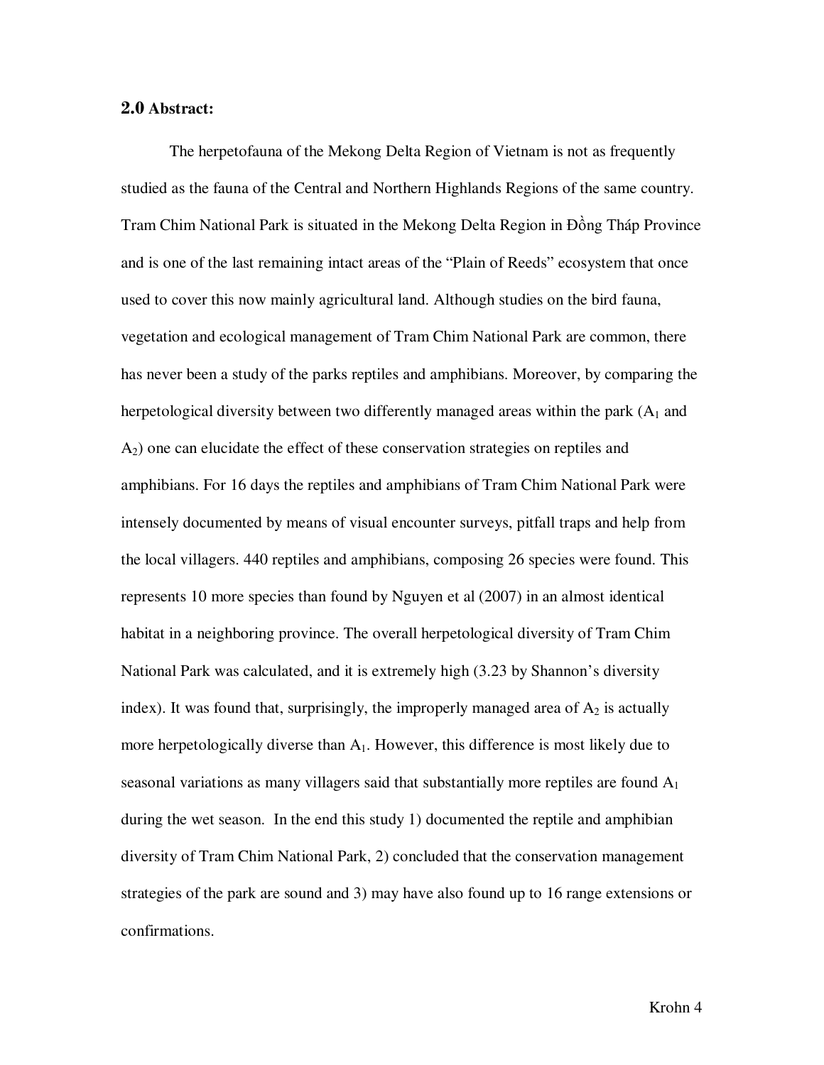## 2.0 Abstract:

The herpetofauna of the Mekong Delta Region of Vietnam is not as frequently studied as the fauna of the Central and Northern Highlands Regions of the same country. Tram Chim National Park is situated in the Mekong Delta Region in Đồng Tháp Province and is one of the last remaining intact areas of the "Plain of Reeds" ecosystem that once used to cover this now mainly agricultural land. Although studies on the bird fauna, vegetation and ecological management of Tram Chim National Park are common, there has never been a study of the parks reptiles and amphibians. Moreover, by comparing the herpetological diversity between two differently managed areas within the park ($A_1$ and $A_2$) one can elucidate the effect of these conservation strategies on reptiles and amphibians. For 16 days the reptiles and amphibians of Tram Chim National Park were intensely documented by means of visual encounter surveys, pitfall traps and help from the local villagers. 440 reptiles and amphibians, composing 26 species were found. This represents 10 more species than found by Nguyen et al (2007) in an almost identical habitat in a neighboring province. The overall herpetological diversity of Tram Chim National Park was calculated, and it is extremely high (3.23 by Shannon's diversity index). It was found that, surprisingly, the improperly managed area of $A_2$ is actually more herpetologically diverse than $A_1$. However, this difference is most likely due to seasonal variations as many villagers said that substantially more reptiles are found $A_1$ during the wet season. In the end this study 1) documented the reptile and amphibian diversity of Tram Chim National Park, 2) concluded that the conservation management strategies of the park are sound and 3) may have also found up to 16 range extensions or confirmations.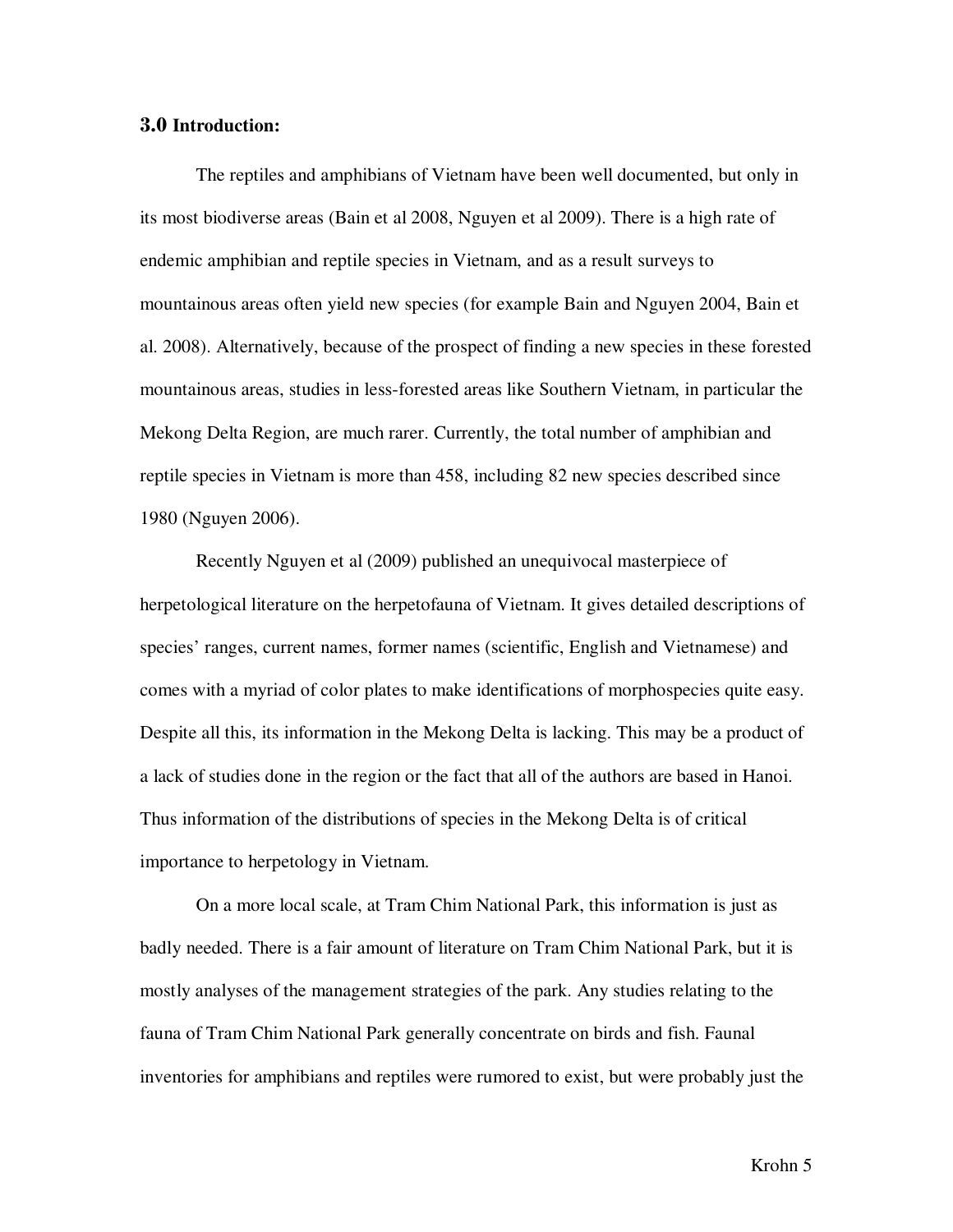### 3.0 Introduction:

The reptiles and amphibians of Vietnam have been well documented, but only in its most biodiverse areas (Bain et al 2008, Nguyen et al 2009). There is a high rate of endemic amphibian and reptile species in Vietnam, and as a result surveys to mountainous areas often yield new species (for example Bain and Nguyen 2004, Bain et al. 2008). Alternatively, because of the prospect of finding a new species in these forested mountainous areas, studies in less-forested areas like Southern Vietnam, in particular the Mekong Delta Region, are much rarer. Currently, the total number of amphibian and reptile species in Vietnam is more than 458, including 82 new species described since 1980 (Nguyen 2006).

Recently Nguyen et al (2009) published an unequivocal masterpiece of herpetological literature on the herpetofauna of Vietnam. It gives detailed descriptions of species' ranges, current names, former names (scientific, English and Vietnamese) and comes with a myriad of color plates to make identifications of morphospecies quite easy. Despite all this, its information in the Mekong Delta is lacking. This may be a product of a lack of studies done in the region or the fact that all of the authors are based in Hanoi. Thus information of the distributions of species in the Mekong Delta is of critical importance to herpetology in Vietnam.

On a more local scale, at Tram Chim National Park, this information is just as badly needed. There is a fair amount of literature on Tram Chim National Park, but it is mostly analyses of the management strategies of the park. Any studies relating to the fauna of Tram Chim National Park generally concentrate on birds and fish. Faunal inventories for amphibians and reptiles were rumored to exist, but were probably just the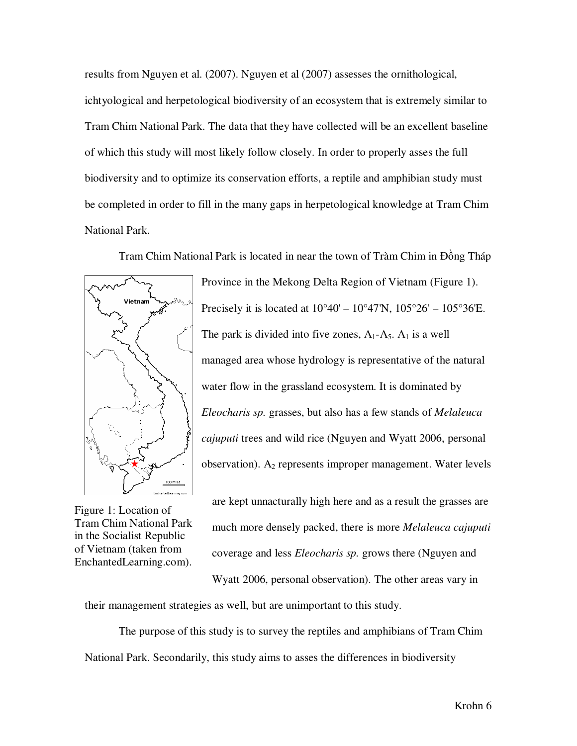results from Nguyen et al. (2007). Nguyen et al (2007) assesses the ornithological, ichtyological and herpetological biodiversity of an ecosystem that is extremely similar to Tram Chim National Park. The data that they have collected will be an excellent baseline of which this study will most likely follow closely. In order to properly asses the full biodiversity and to optimize its conservation efforts, a reptile and amphibian study must be completed in order to fill in the many gaps in herpetological knowledge at Tram Chim National Park.

Tram Chim National Park is located in near the town of Tràm Chim in Đồng Tháp Province in the Mekong Delta Region of Vietnam (Figure 1). Precisely it is located at 10°40' – 10°47'N, 105°26' – 105°36'E. The park is divided into five zones, $A_1$-$A_5$. $A_1$ is a well managed area whose hydrology is representative of the natural water flow in the grassland ecosystem. It is dominated by *Eleocharis sp.* grasses, but also has a few stands of *Melaleuca cajuputi* trees and wild rice (Nguyen and Wyatt 2006, personal observation). $A_2$ represents improper management. Water levels are kept unnacturally high here and as a result the grasses are much more densely packed, there is more *Melaleuca cajuputi* coverage and less *Eleocharis sp.* grows there (Nguyen and Wyatt 2006, personal observation). The other areas vary in their management strategies as well, but are unimportant to this study.

Figure 1: Location of Tram Chim National Park in the Socialist Republic of Vietnam (taken from EnchantedLearning.com).

The purpose of this study is to survey the reptiles and amphibians of Tram Chim National Park. Secondarily, this study aims to asses the differences in biodiversity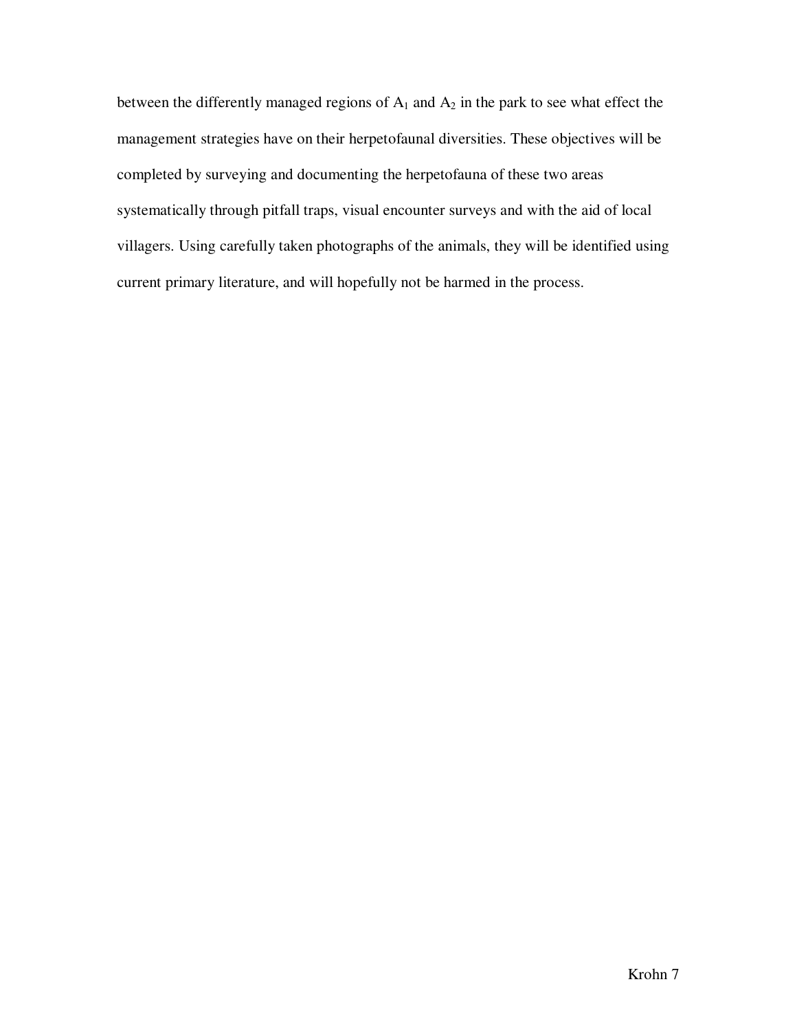between the differently managed regions of $A_1$ and $A_2$ in the park to see what effect the management strategies have on their herpetofaunal diversities. These objectives will be completed by surveying and documenting the herpetofauna of these two areas systematically through pitfall traps, visual encounter surveys and with the aid of local villagers. Using carefully taken photographs of the animals, they will be identified using current primary literature, and will hopefully not be harmed in the process.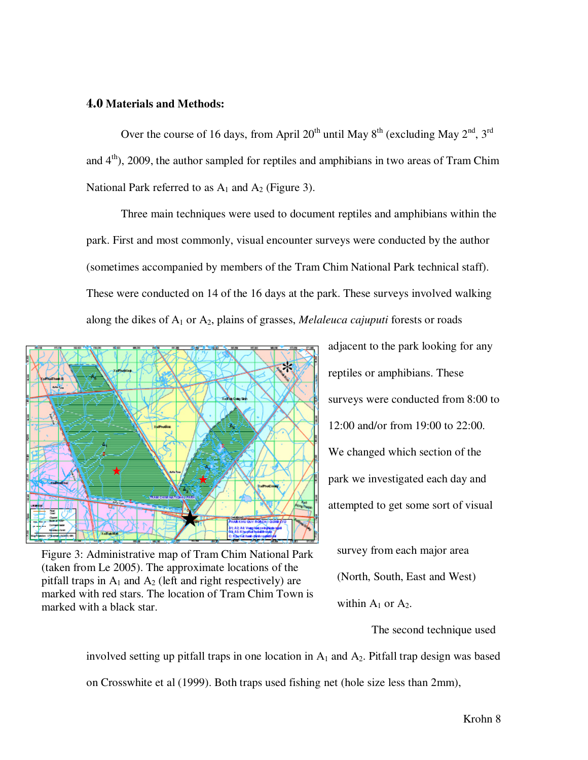## 4.0 Materials and Methods:

Over the course of 16 days, from April 20th until May 8th (excluding May 2nd, 3rd and 4th), 2009, the author sampled for reptiles and amphibians in two areas of Tram Chim National Park referred to as $A_1$ and $A_2$ (Figure 3).

Three main techniques were used to document reptiles and amphibians within the park. First and most commonly, visual encounter surveys were conducted by the author (sometimes accompanied by members of the Tram Chim National Park technical staff). These were conducted on 14 of the 16 days at the park. These surveys involved walking along the dikes of $A_1$ or $A_2$, plains of grasses, *Melaleuca cajuputi* forests or roads adjacent to the park looking for any reptiles or amphibians. These surveys were conducted from 8:00 to 12:00 and/or from 19:00 to 22:00. We changed which section of the park we investigated each day and attempted to get some sort of visual survey from each major area (North, South, East and West) within $A_1$ or $A_2$.

Figure 3: Administrative map of Tram Chim National Park (taken from Le 2005). The approximate locations of the pitfall traps in $A_1$ and $A_2$ (left and right respectively) are marked with red stars. The location of Tram Chim Town is marked with a black star.

The second technique used involved setting up pitfall traps in one location in $A_1$ and $A_2$. Pitfall trap design was based on Crosswhite et al (1999). Both traps used fishing net (hole size less than 2mm),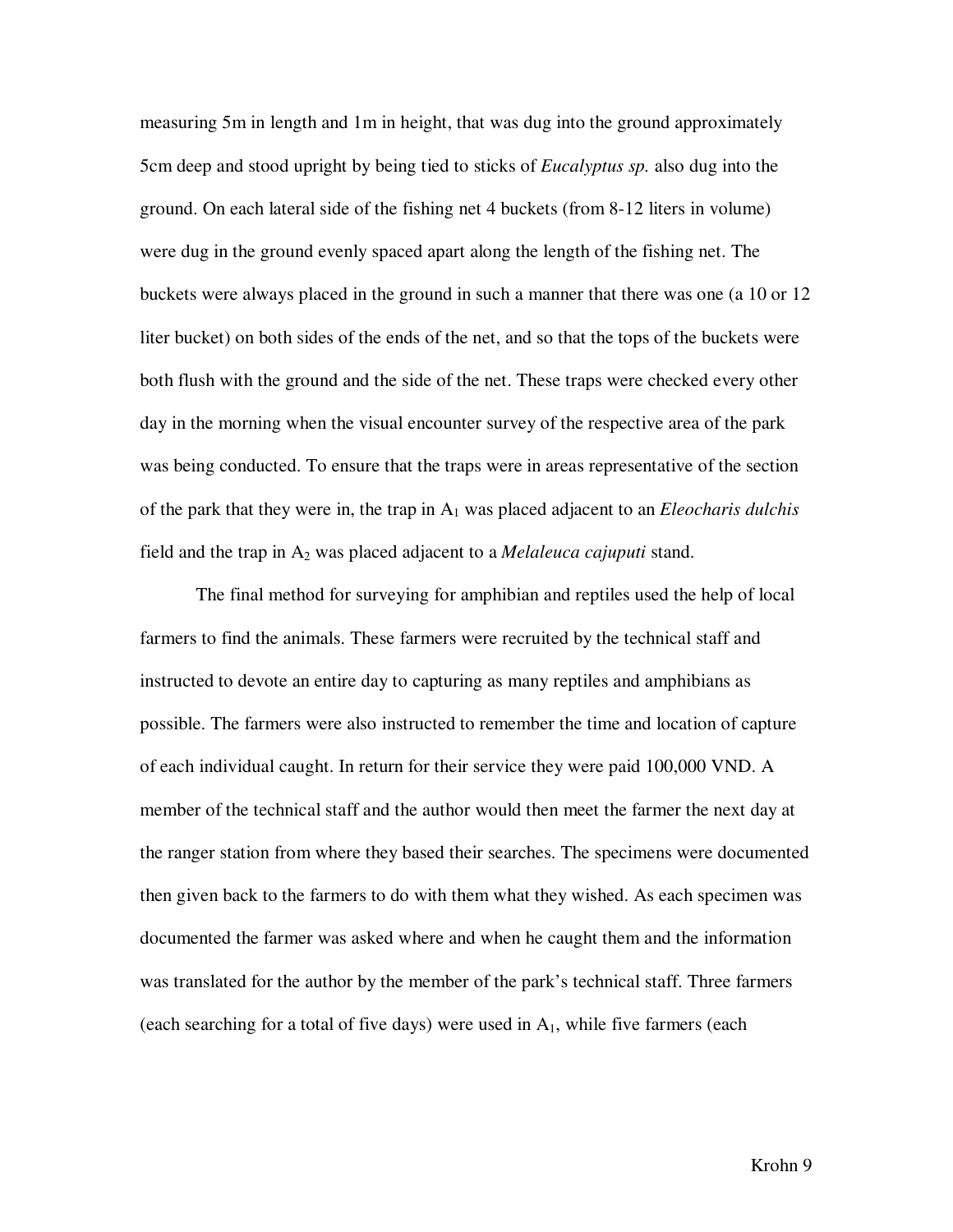measuring 5m in length and 1m in height, that was dug into the ground approximately 5cm deep and stood upright by being tied to sticks of *Eucalyptus sp.* also dug into the ground. On each lateral side of the fishing net 4 buckets (from 8-12 liters in volume) were dug in the ground evenly spaced apart along the length of the fishing net. The buckets were always placed in the ground in such a manner that there was one (a 10 or 12 liter bucket) on both sides of the ends of the net, and so that the tops of the buckets were both flush with the ground and the side of the net. These traps were checked every other day in the morning when the visual encounter survey of the respective area of the park was being conducted. To ensure that the traps were in areas representative of the section of the park that they were in, the trap in $A_1$ was placed adjacent to an *Eleocharis dulchis* field and the trap in $A_2$ was placed adjacent to a *Melaleuca cajuputi* stand.

The final method for surveying for amphibian and reptiles used the help of local farmers to find the animals. These farmers were recruited by the technical staff and instructed to devote an entire day to capturing as many reptiles and amphibians as possible. The farmers were also instructed to remember the time and location of capture of each individual caught. In return for their service they were paid 100,000 VND. A member of the technical staff and the author would then meet the farmer the next day at the ranger station from where they based their searches. The specimens were documented then given back to the farmers to do with them what they wished. As each specimen was documented the farmer was asked where and when he caught them and the information was translated for the author by the member of the park's technical staff. Three farmers (each searching for a total of five days) were used in $A_1$, while five farmers (each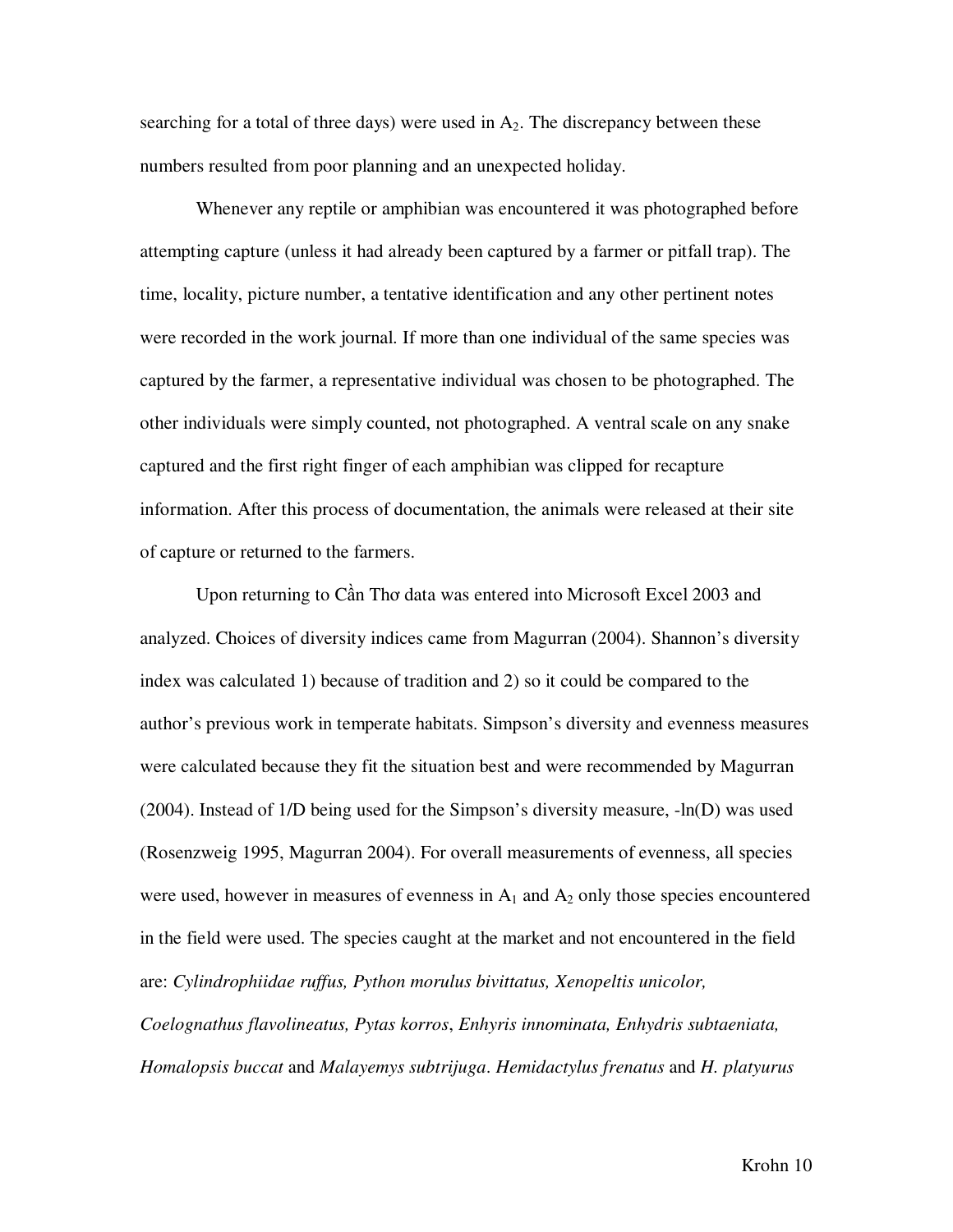searching for a total of three days) were used in $A_2$. The discrepancy between these numbers resulted from poor planning and an unexpected holiday.

Whenever any reptile or amphibian was encountered it was photographed before attempting capture (unless it had already been captured by a farmer or pitfall trap). The time, locality, picture number, a tentative identification and any other pertinent notes were recorded in the work journal. If more than one individual of the same species was captured by the farmer, a representative individual was chosen to be photographed. The other individuals were simply counted, not photographed. A ventral scale on any snake captured and the first right finger of each amphibian was clipped for recapture information. After this process of documentation, the animals were released at their site of capture or returned to the farmers.

Upon returning to Cần Thơ data was entered into Microsoft Excel 2003 and analyzed. Choices of diversity indices came from Magurran (2004). Shannon's diversity index was calculated 1) because of tradition and 2) so it could be compared to the author's previous work in temperate habitats. Simpson's diversity and evenness measures were calculated because they fit the situation best and were recommended by Magurran (2004). Instead of 1/D being used for the Simpson's diversity measure, -ln(D) was used (Rosenzweig 1995, Magurran 2004). For overall measurements of evenness, all species were used, however in measures of evenness in $A_1$ and $A_2$ only those species encountered in the field were used. The species caught at the market and not encountered in the field are: *Cylindrophiidae ruffus, Python morulus bivittatus, Xenopeltis unicolor, Coelognathus flavolineatus, Pytas korros*, *Enhyris innominata, Enhydris subtaeniata, Homalopsis buccat* and *Malayemys subtrijuga*. *Hemidactylus frenatus* and *H. platyurus*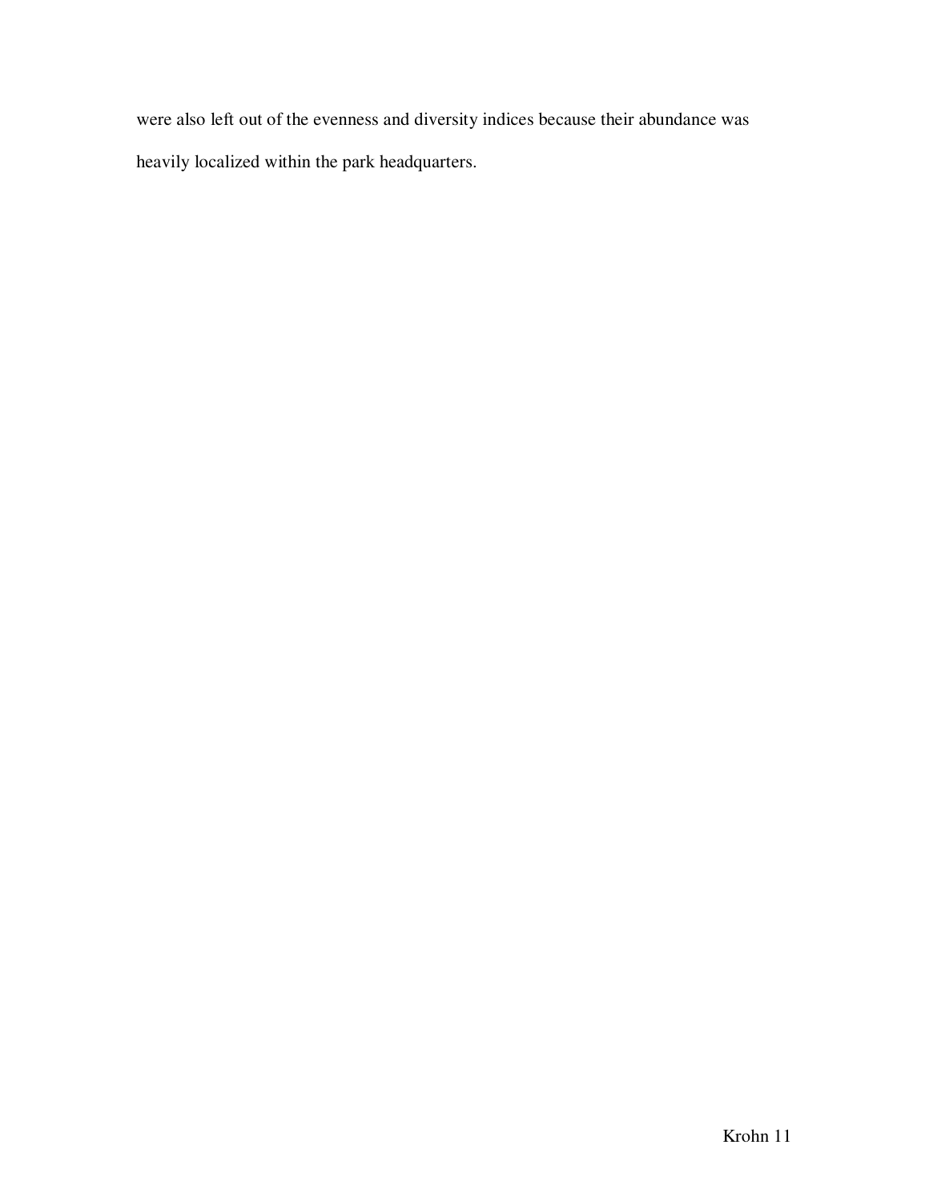were also left out of the evenness and diversity indices because their abundance was heavily localized within the park headquarters.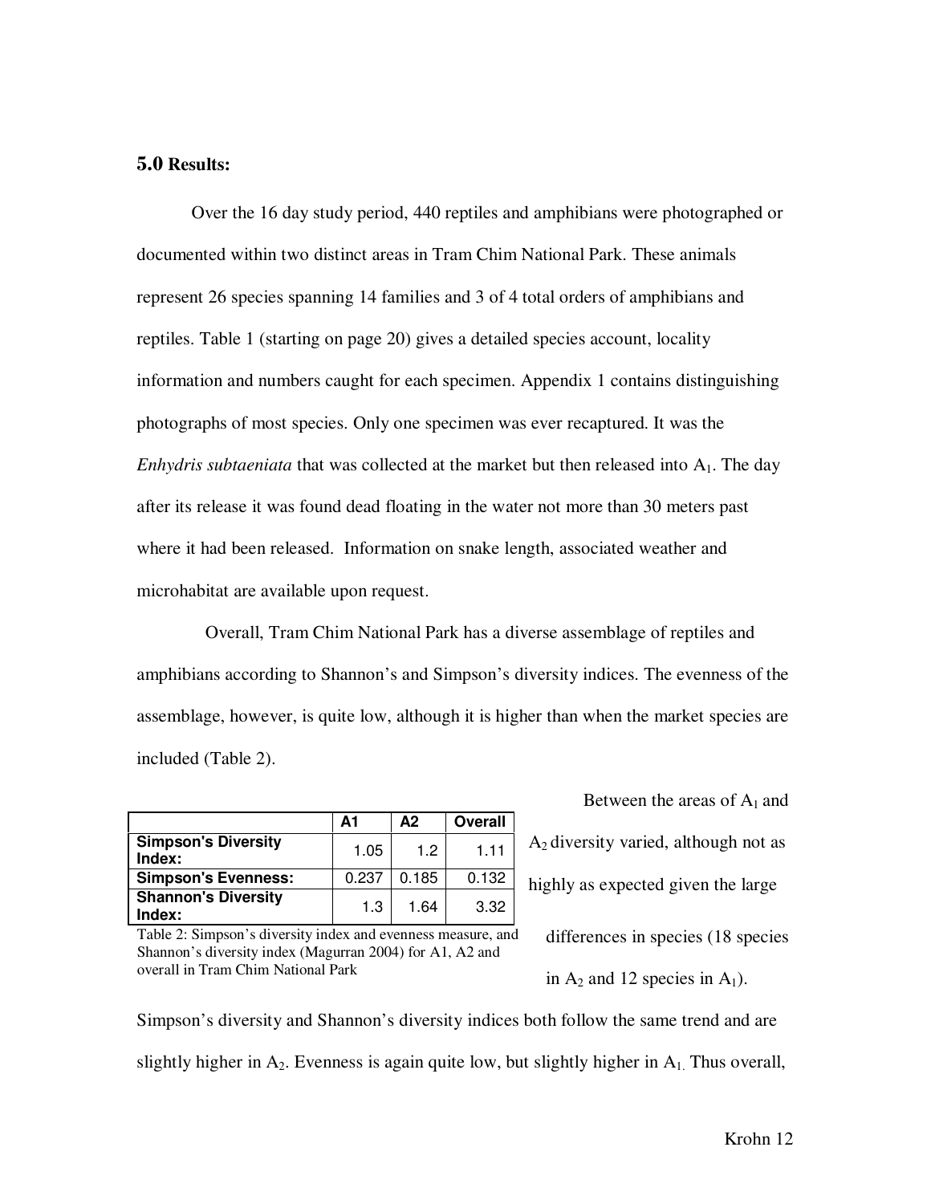### 5.0 Results:

Over the 16 day study period, 440 reptiles and amphibians were photographed or documented within two distinct areas in Tram Chim National Park. These animals represent 26 species spanning 14 families and 3 of 4 total orders of amphibians and reptiles. Table 1 (starting on page 20) gives a detailed species account, locality information and numbers caught for each specimen. Appendix 1 contains distinguishing photographs of most species. Only one specimen was ever recaptured. It was the *Enhydris subtaeniata* that was collected at the market but then released into $A_1$. The day after its release it was found dead floating in the water not more than 30 meters past where it had been released. Information on snake length, associated weather and microhabitat are available upon request.

Overall, Tram Chim National Park has a diverse assemblage of reptiles and amphibians according to Shannon's and Simpson's diversity indices. The evenness of the assemblage, however, is quite low, although it is higher than when the market species are included (Table 2).

| | A1 | A2 | Overall |
|---|---|---|---|
| **Simpson's Diversity Index:** | 1.05 | 1.2 | 1.11 |
| **Simpson's Evenness:** | 0.237 | 0.185 | 0.132 |
| **Shannon's Diversity Index:** | 1.3 | 1.64 | 3.32 |

Table 2: Simpson's diversity index and evenness measure, and Shannon's diversity index (Magurran 2004) for A1, A2 and overall in Tram Chim National Park

Between the areas of $A_1$ and $A_2$ diversity varied, although not as highly as expected given the large differences in species (18 species in $A_2$ and 12 species in $A_1$). Simpson's diversity and Shannon's diversity indices both follow the same trend and are slightly higher in $A_2$. Evenness is again quite low, but slightly higher in $A_1$. Thus overall,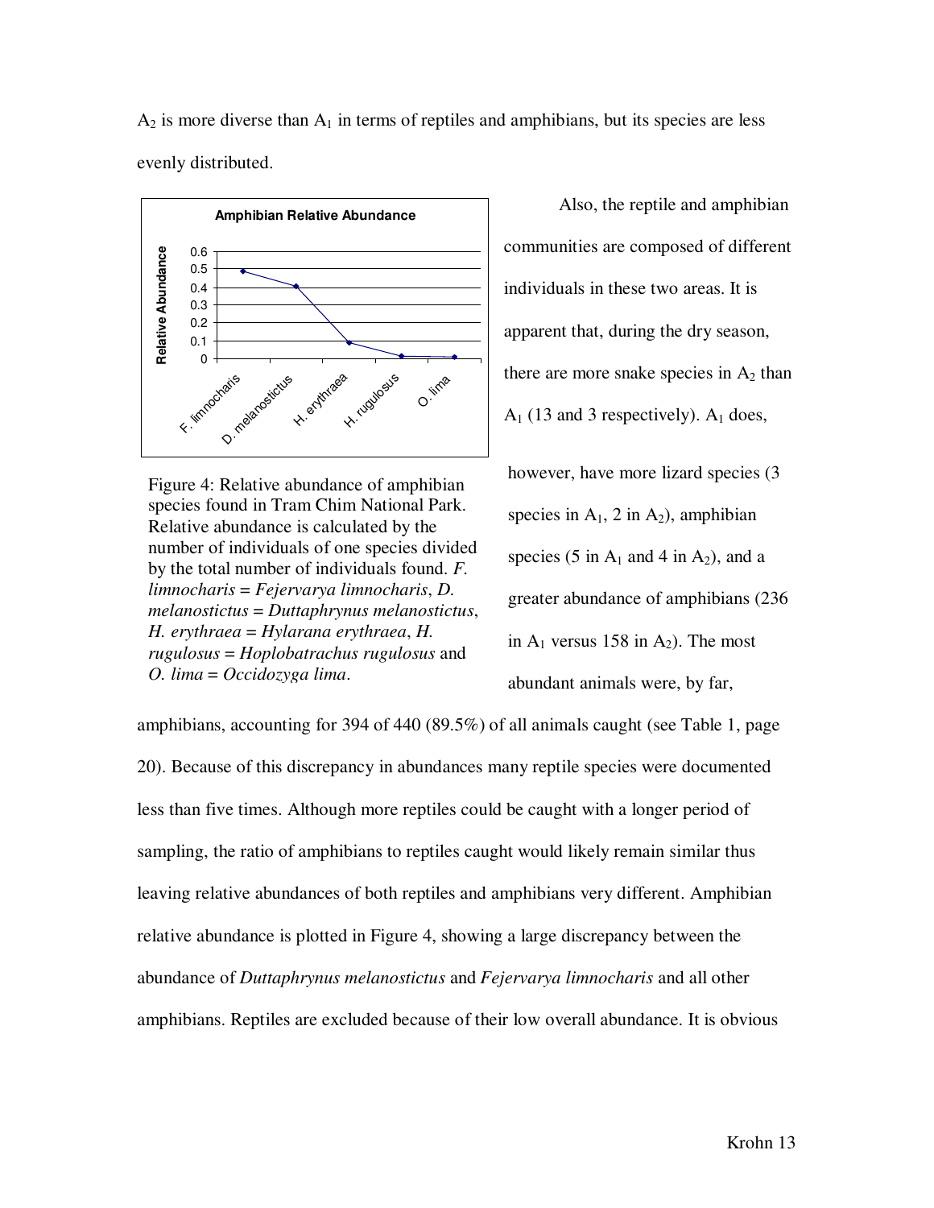$A_2$ is more diverse than $A_1$ in terms of reptiles and amphibians, but its species are less evenly distributed.

Figure 4: Relative abundance of amphibian species found in Tram Chim National Park. Relative abundance is calculated by the number of individuals of one species divided by the total number of individuals found. *F. limnocharis* = *Fejervarya limnocharis*, *D. melanostictus* = *Duttaphrynus melanostictus*, *H. erythraea* = *Hylarana erythraea*, *H. rugulosus* = *Hoplobatrachus rugulosus* and *O. lima* = *Occidozyga lima*.

Also, the reptile and amphibian communities are composed of different individuals in these two areas. It is apparent that, during the dry season, there are more snake species in $A_2$ than $A_1$ (13 and 3 respectively). $A_1$ does, however, have more lizard species (3 species in $A_1$, 2 in $A_2$), amphibian species (5 in $A_1$ and 4 in $A_2$), and a greater abundance of amphibians (236 in $A_1$ versus 158 in $A_2$). The most abundant animals were, by far, amphibians, accounting for 394 of 440 (89.5%) of all animals caught (see Table 1, page 20). Because of this discrepancy in abundances many reptile species were documented less than five times. Although more reptiles could be caught with a longer period of sampling, the ratio of amphibians to reptiles caught would likely remain similar thus leaving relative abundances of both reptiles and amphibians very different. Amphibian relative abundance is plotted in Figure 4, showing a large discrepancy between the abundance of *Duttaphrynus melanostictus* and *Fejervarya limnocharis* and all other amphibians. Reptiles are excluded because of their low overall abundance. It is obvious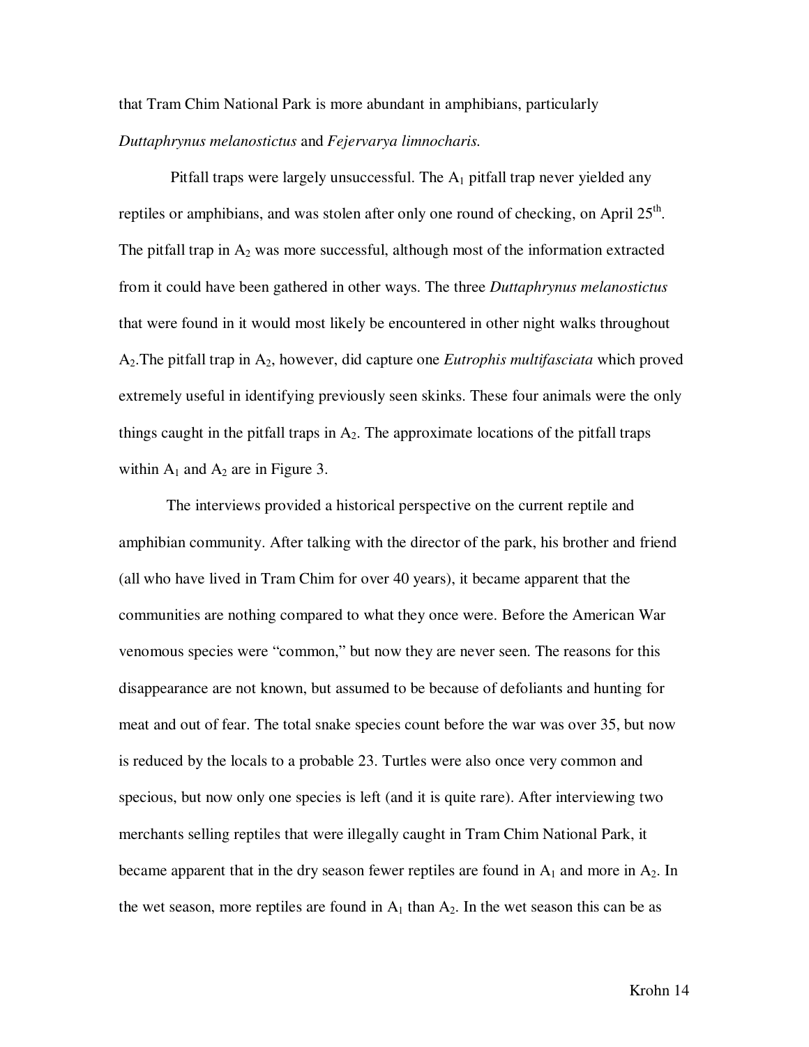that Tram Chim National Park is more abundant in amphibians, particularly *Duttaphrynus melanostictus* and *Fejervarya limnocharis.*

Pitfall traps were largely unsuccessful. The $A_1$ pitfall trap never yielded any reptiles or amphibians, and was stolen after only one round of checking, on April 25th. The pitfall trap in $A_2$ was more successful, although most of the information extracted from it could have been gathered in other ways. The three *Duttaphrynus melanostictus* that were found in it would most likely be encountered in other night walks throughout $A_2$.The pitfall trap in $A_2$, however, did capture one *Eutrophis multifasciata* which proved extremely useful in identifying previously seen skinks. These four animals were the only things caught in the pitfall traps in $A_2$. The approximate locations of the pitfall traps within $A_1$ and $A_2$ are in Figure 3.

The interviews provided a historical perspective on the current reptile and amphibian community. After talking with the director of the park, his brother and friend (all who have lived in Tram Chim for over 40 years), it became apparent that the communities are nothing compared to what they once were. Before the American War venomous species were "common," but now they are never seen. The reasons for this disappearance are not known, but assumed to be because of defoliants and hunting for meat and out of fear. The total snake species count before the war was over 35, but now is reduced by the locals to a probable 23. Turtles were also once very common and specious, but now only one species is left (and it is quite rare). After interviewing two merchants selling reptiles that were illegally caught in Tram Chim National Park, it became apparent that in the dry season fewer reptiles are found in $A_1$ and more in $A_2$. In the wet season, more reptiles are found in $A_1$ than $A_2$. In the wet season this can be as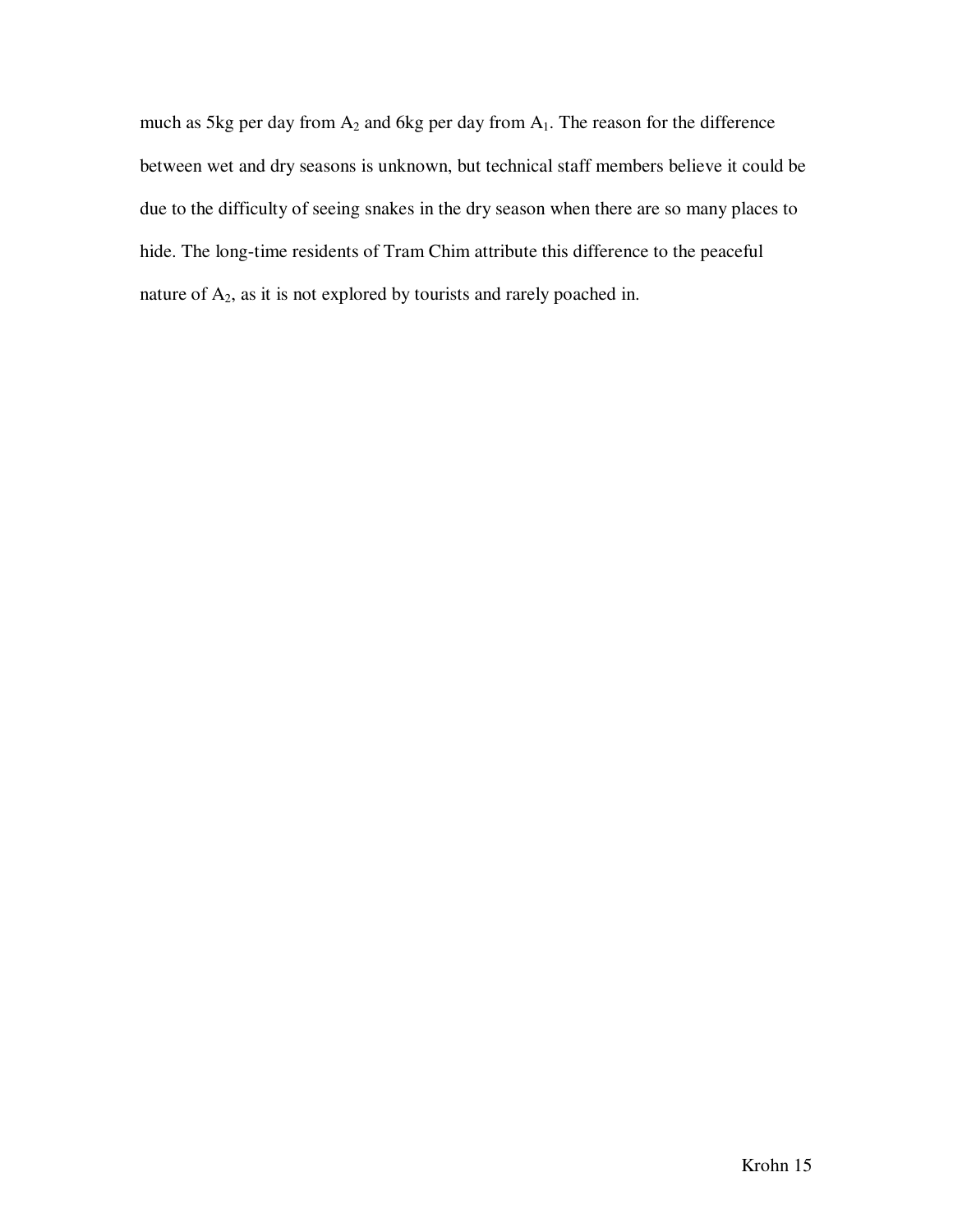much as 5kg per day from $A_2$ and 6kg per day from $A_1$. The reason for the difference between wet and dry seasons is unknown, but technical staff members believe it could be due to the difficulty of seeing snakes in the dry season when there are so many places to hide. The long-time residents of Tram Chim attribute this difference to the peaceful nature of $A_2$, as it is not explored by tourists and rarely poached in.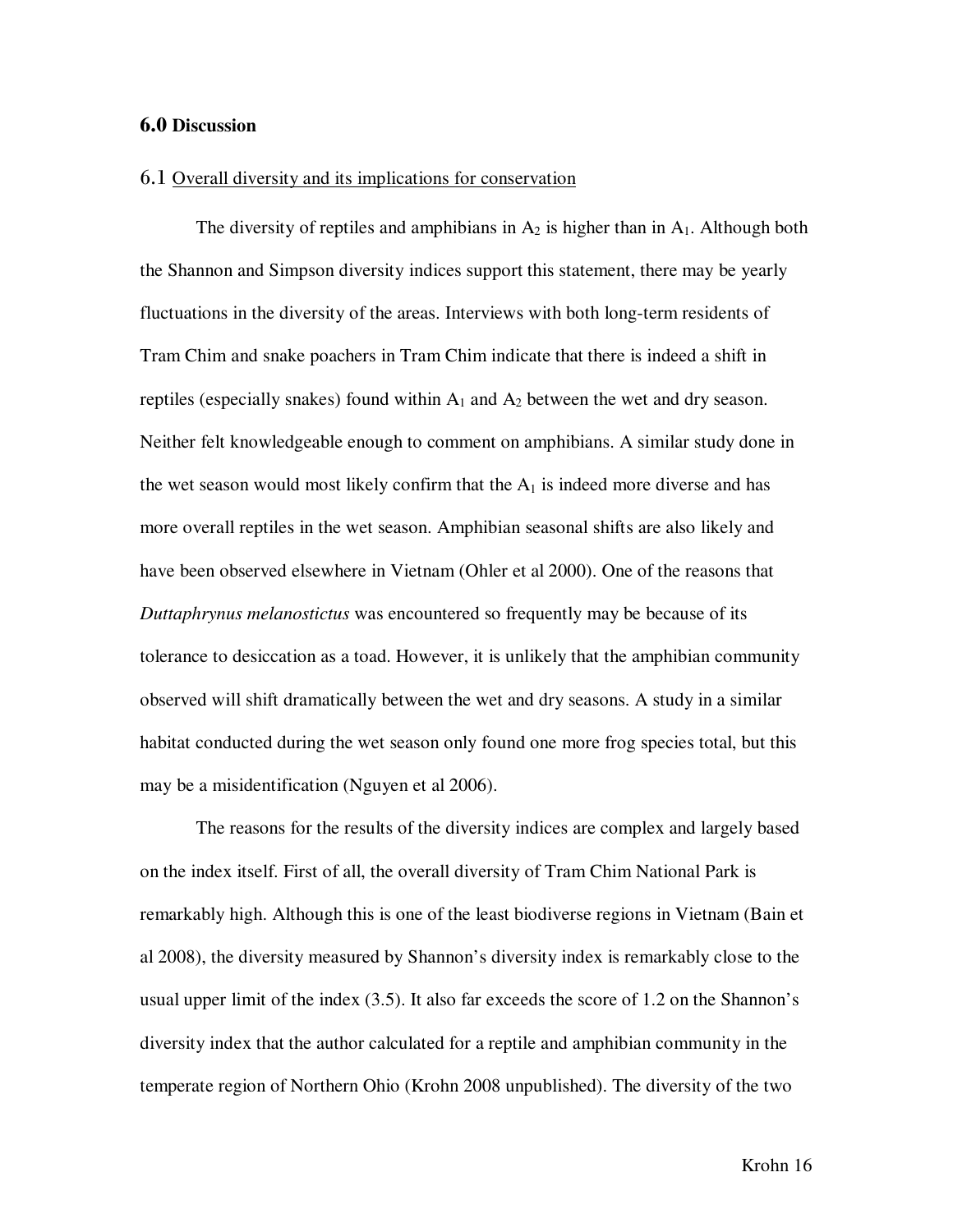## 6.0 Discussion

### 6.1 Overall diversity and its implications for conservation

The diversity of reptiles and amphibians in $A_2$ is higher than in $A_1$. Although both the Shannon and Simpson diversity indices support this statement, there may be yearly fluctuations in the diversity of the areas. Interviews with both long-term residents of Tram Chim and snake poachers in Tram Chim indicate that there is indeed a shift in reptiles (especially snakes) found within $A_1$ and $A_2$ between the wet and dry season. Neither felt knowledgeable enough to comment on amphibians. A similar study done in the wet season would most likely confirm that the $A_1$ is indeed more diverse and has more overall reptiles in the wet season. Amphibian seasonal shifts are also likely and have been observed elsewhere in Vietnam (Ohler et al 2000). One of the reasons that *Duttaphrynus melanostictus* was encountered so frequently may be because of its tolerance to desiccation as a toad. However, it is unlikely that the amphibian community observed will shift dramatically between the wet and dry seasons. A study in a similar habitat conducted during the wet season only found one more frog species total, but this may be a misidentification (Nguyen et al 2006).

The reasons for the results of the diversity indices are complex and largely based on the index itself. First of all, the overall diversity of Tram Chim National Park is remarkably high. Although this is one of the least biodiverse regions in Vietnam (Bain et al 2008), the diversity measured by Shannon's diversity index is remarkably close to the usual upper limit of the index (3.5). It also far exceeds the score of 1.2 on the Shannon's diversity index that the author calculated for a reptile and amphibian community in the temperate region of Northern Ohio (Krohn 2008 unpublished). The diversity of the two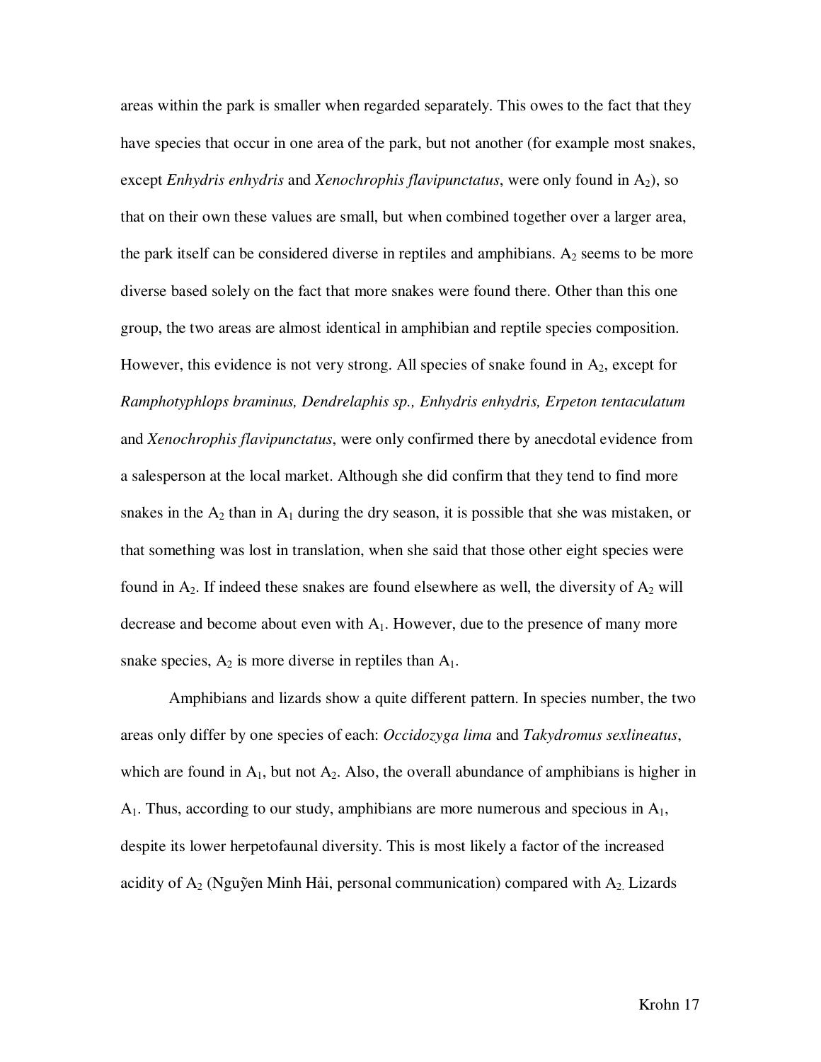areas within the park is smaller when regarded separately. This owes to the fact that they have species that occur in one area of the park, but not another (for example most snakes, except *Enhydris enhydris* and *Xenochrophis flavipunctatus*, were only found in $A_2$), so that on their own these values are small, but when combined together over a larger area, the park itself can be considered diverse in reptiles and amphibians. $A_2$ seems to be more diverse based solely on the fact that more snakes were found there. Other than this one group, the two areas are almost identical in amphibian and reptile species composition. However, this evidence is not very strong. All species of snake found in $A_2$, except for *Ramphotyphlops braminus, Dendrelaphis sp., Enhydris enhydris, Erpeton tentaculatum* and *Xenochrophis flavipunctatus*, were only confirmed there by anecdotal evidence from a salesperson at the local market. Although she did confirm that they tend to find more snakes in the $A_2$ than in $A_1$ during the dry season, it is possible that she was mistaken, or that something was lost in translation, when she said that those other eight species were found in $A_2$. If indeed these snakes are found elsewhere as well, the diversity of $A_2$ will decrease and become about even with $A_1$. However, due to the presence of many more snake species, $A_2$ is more diverse in reptiles than $A_1$.

Amphibians and lizards show a quite different pattern. In species number, the two areas only differ by one species of each: *Occidozyga lima* and *Takydromus sexlineatus*, which are found in $A_1$, but not $A_2$. Also, the overall abundance of amphibians is higher in $A_1$. Thus, according to our study, amphibians are more numerous and specious in $A_1$, despite its lower herpetofaunal diversity. This is most likely a factor of the increased acidity of $A_2$ (Nguỹen Minh Hải, personal communication) compared with $A_2$. Lizards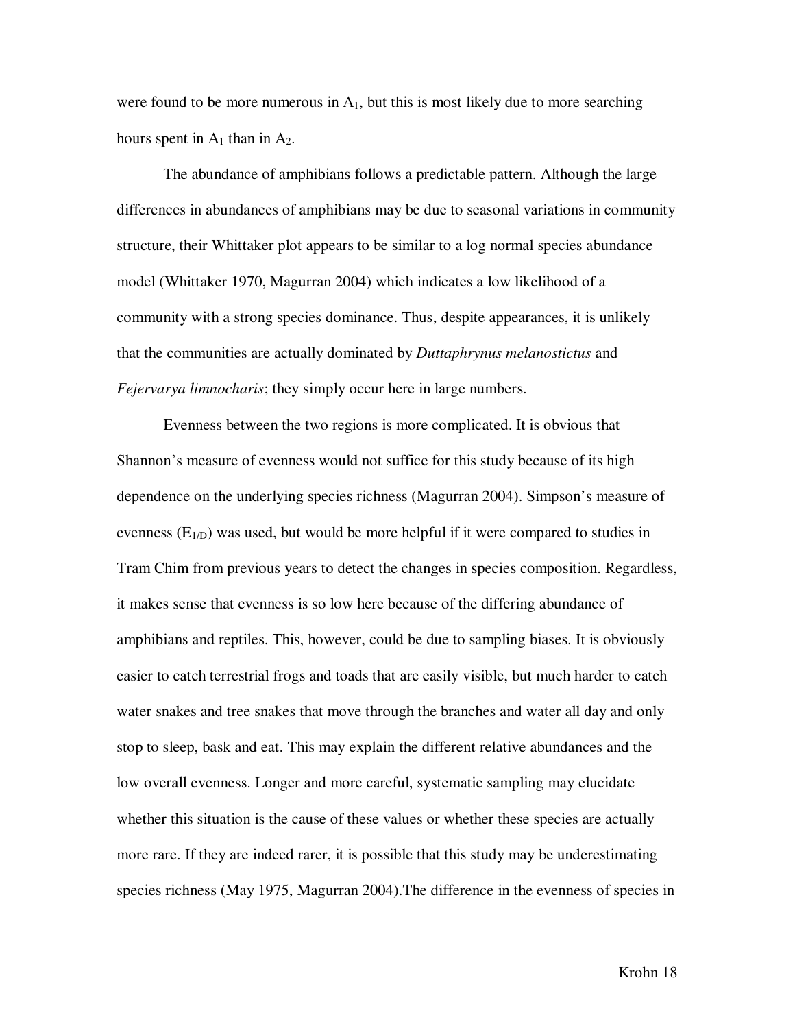were found to be more numerous in $A_1$, but this is most likely due to more searching hours spent in $A_1$ than in $A_2$.

The abundance of amphibians follows a predictable pattern. Although the large differences in abundances of amphibians may be due to seasonal variations in community structure, their Whittaker plot appears to be similar to a log normal species abundance model (Whittaker 1970, Magurran 2004) which indicates a low likelihood of a community with a strong species dominance. Thus, despite appearances, it is unlikely that the communities are actually dominated by *Duttaphrynus melanostictus* and *Fejervarya limnocharis*; they simply occur here in large numbers.

Evenness between the two regions is more complicated. It is obvious that Shannon's measure of evenness would not suffice for this study because of its high dependence on the underlying species richness (Magurran 2004). Simpson's measure of evenness ($E_{1/D}$) was used, but would be more helpful if it were compared to studies in Tram Chim from previous years to detect the changes in species composition. Regardless, it makes sense that evenness is so low here because of the differing abundance of amphibians and reptiles. This, however, could be due to sampling biases. It is obviously easier to catch terrestrial frogs and toads that are easily visible, but much harder to catch water snakes and tree snakes that move through the branches and water all day and only stop to sleep, bask and eat. This may explain the different relative abundances and the low overall evenness. Longer and more careful, systematic sampling may elucidate whether this situation is the cause of these values or whether these species are actually more rare. If they are indeed rarer, it is possible that this study may be underestimating species richness (May 1975, Magurran 2004).The difference in the evenness of species in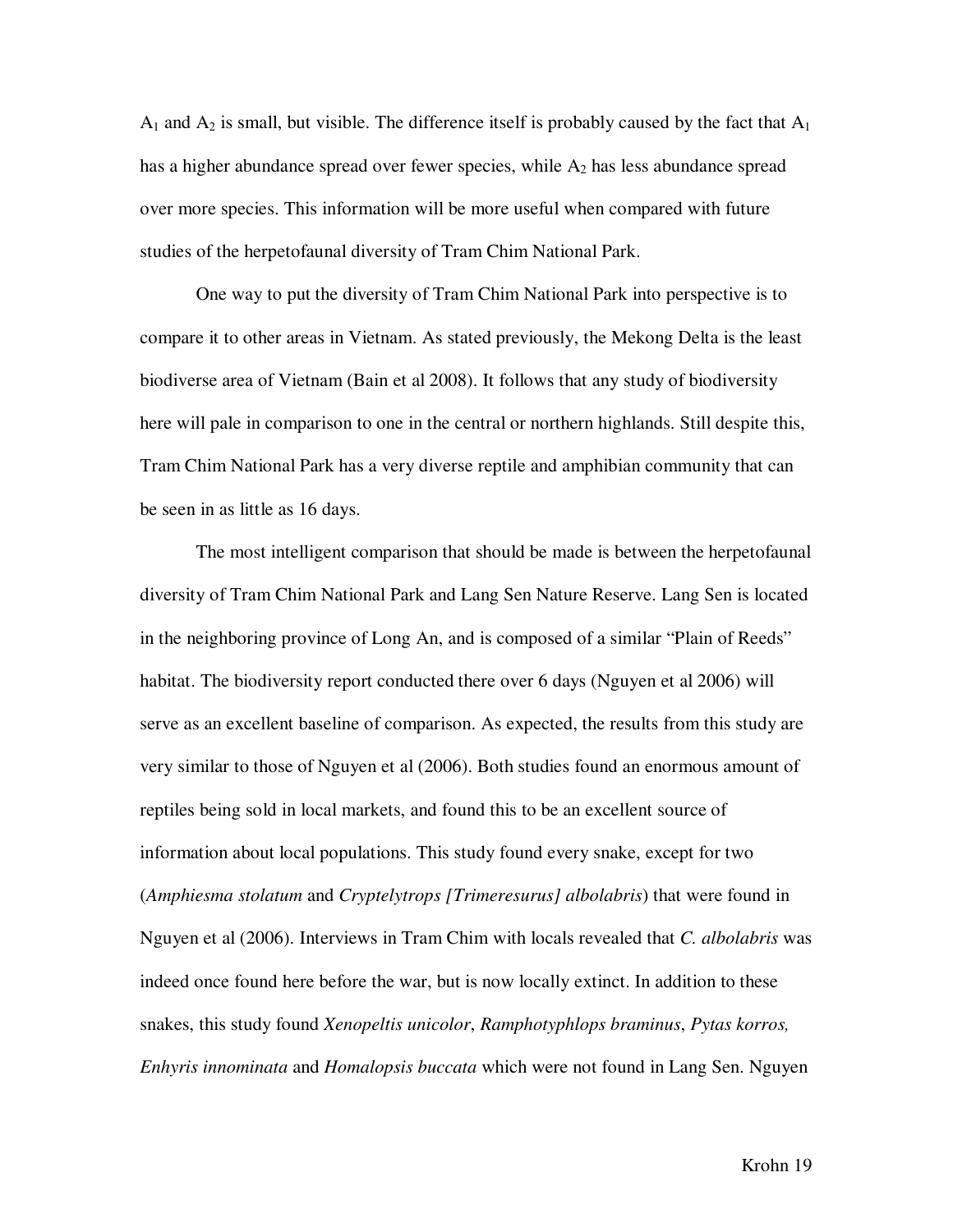$A_1$ and $A_2$ is small, but visible. The difference itself is probably caused by the fact that $A_1$ has a higher abundance spread over fewer species, while $A_2$ has less abundance spread over more species. This information will be more useful when compared with future studies of the herpetofaunal diversity of Tram Chim National Park.

One way to put the diversity of Tram Chim National Park into perspective is to compare it to other areas in Vietnam. As stated previously, the Mekong Delta is the least biodiverse area of Vietnam (Bain et al 2008). It follows that any study of biodiversity here will pale in comparison to one in the central or northern highlands. Still despite this, Tram Chim National Park has a very diverse reptile and amphibian community that can be seen in as little as 16 days.

The most intelligent comparison that should be made is between the herpetofaunal diversity of Tram Chim National Park and Lang Sen Nature Reserve. Lang Sen is located in the neighboring province of Long An, and is composed of a similar "Plain of Reeds" habitat. The biodiversity report conducted there over 6 days (Nguyen et al 2006) will serve as an excellent baseline of comparison. As expected, the results from this study are very similar to those of Nguyen et al (2006). Both studies found an enormous amount of reptiles being sold in local markets, and found this to be an excellent source of information about local populations. This study found every snake, except for two (*Amphiesma stolatum* and *Cryptelytrops [Trimeresurus] albolabris*) that were found in Nguyen et al (2006). Interviews in Tram Chim with locals revealed that *C. albolabris* was indeed once found here before the war, but is now locally extinct. In addition to these snakes, this study found *Xenopeltis unicolor*, *Ramphotyphlops braminus*, *Pytas korros, Enhyris innominata* and *Homalopsis buccata* which were not found in Lang Sen. Nguyen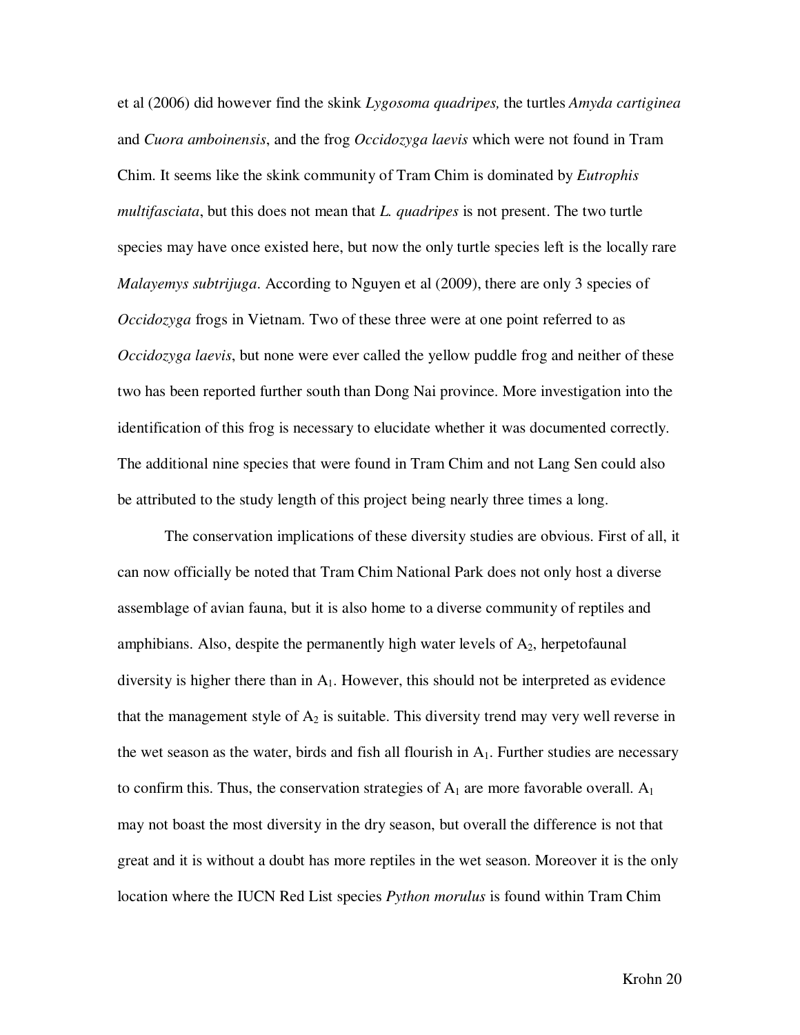et al (2006) did however find the skink *Lygosoma quadripes,* the turtles *Amyda cartiginea* and *Cuora amboinensis*, and the frog *Occidozyga laevis* which were not found in Tram Chim. It seems like the skink community of Tram Chim is dominated by *Eutrophis multifasciata*, but this does not mean that *L. quadripes* is not present. The two turtle species may have once existed here, but now the only turtle species left is the locally rare *Malayemys subtrijuga*. According to Nguyen et al (2009), there are only 3 species of *Occidozyga* frogs in Vietnam. Two of these three were at one point referred to as *Occidozyga laevis*, but none were ever called the yellow puddle frog and neither of these two has been reported further south than Dong Nai province. More investigation into the identification of this frog is necessary to elucidate whether it was documented correctly. The additional nine species that were found in Tram Chim and not Lang Sen could also be attributed to the study length of this project being nearly three times a long.

The conservation implications of these diversity studies are obvious. First of all, it can now officially be noted that Tram Chim National Park does not only host a diverse assemblage of avian fauna, but it is also home to a diverse community of reptiles and amphibians. Also, despite the permanently high water levels of $A_2$, herpetofaunal diversity is higher there than in $A_1$. However, this should not be interpreted as evidence that the management style of $A_2$ is suitable. This diversity trend may very well reverse in the wet season as the water, birds and fish all flourish in $A_1$. Further studies are necessary to confirm this. Thus, the conservation strategies of $A_1$ are more favorable overall. $A_1$ may not boast the most diversity in the dry season, but overall the difference is not that great and it is without a doubt has more reptiles in the wet season. Moreover it is the only location where the IUCN Red List species *Python morulus* is found within Tram Chim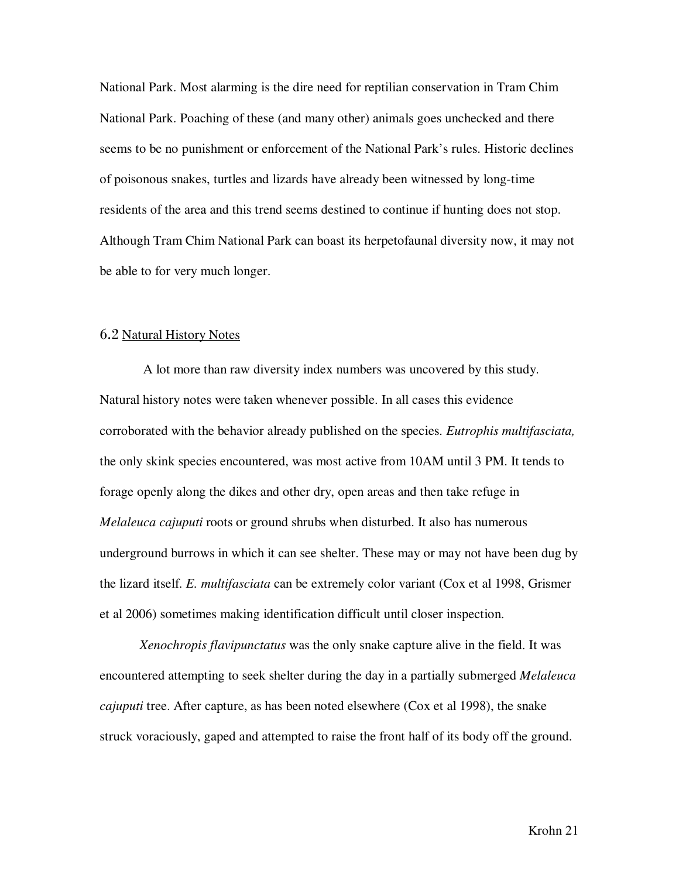National Park. Most alarming is the dire need for reptilian conservation in Tram Chim National Park. Poaching of these (and many other) animals goes unchecked and there seems to be no punishment or enforcement of the National Park's rules. Historic declines of poisonous snakes, turtles and lizards have already been witnessed by long-time residents of the area and this trend seems destined to continue if hunting does not stop. Although Tram Chim National Park can boast its herpetofaunal diversity now, it may not be able to for very much longer.

### 6.2 Natural History Notes

A lot more than raw diversity index numbers was uncovered by this study. Natural history notes were taken whenever possible. In all cases this evidence corroborated with the behavior already published on the species. *Eutrophis multifasciata,* the only skink species encountered, was most active from 10AM until 3 PM. It tends to forage openly along the dikes and other dry, open areas and then take refuge in *Melaleuca cajuputi* roots or ground shrubs when disturbed. It also has numerous underground burrows in which it can see shelter. These may or may not have been dug by the lizard itself. *E. multifasciata* can be extremely color variant (Cox et al 1998, Grismer et al 2006) sometimes making identification difficult until closer inspection.

*Xenochropis flavipunctatus* was the only snake capture alive in the field. It was encountered attempting to seek shelter during the day in a partially submerged *Melaleuca cajuputi* tree. After capture, as has been noted elsewhere (Cox et al 1998), the snake struck voraciously, gaped and attempted to raise the front half of its body off the ground.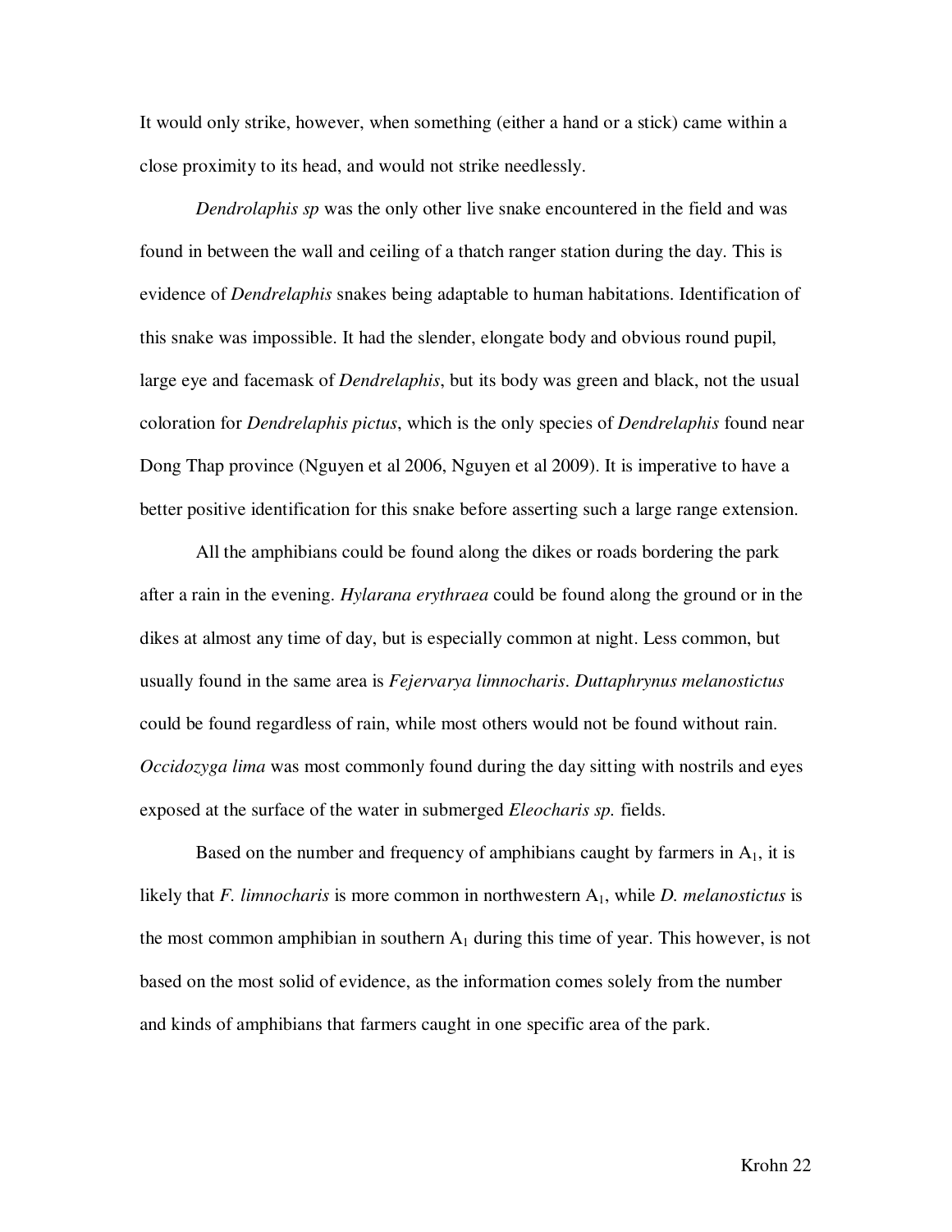It would only strike, however, when something (either a hand or a stick) came within a close proximity to its head, and would not strike needlessly.

*Dendrolaphis sp* was the only other live snake encountered in the field and was found in between the wall and ceiling of a thatch ranger station during the day. This is evidence of *Dendrelaphis* snakes being adaptable to human habitations. Identification of this snake was impossible. It had the slender, elongate body and obvious round pupil, large eye and facemask of *Dendrelaphis*, but its body was green and black, not the usual coloration for *Dendrelaphis pictus*, which is the only species of *Dendrelaphis* found near Dong Thap province (Nguyen et al 2006, Nguyen et al 2009). It is imperative to have a better positive identification for this snake before asserting such a large range extension.

All the amphibians could be found along the dikes or roads bordering the park after a rain in the evening. *Hylarana erythraea* could be found along the ground or in the dikes at almost any time of day, but is especially common at night. Less common, but usually found in the same area is *Fejervarya limnocharis*. *Duttaphrynus melanostictus* could be found regardless of rain, while most others would not be found without rain. *Occidozyga lima* was most commonly found during the day sitting with nostrils and eyes exposed at the surface of the water in submerged *Eleocharis sp.* fields.

Based on the number and frequency of amphibians caught by farmers in $A_1$, it is likely that *F. limnocharis* is more common in northwestern $A_1$, while *D. melanostictus* is the most common amphibian in southern $A_1$ during this time of year. This however, is not based on the most solid of evidence, as the information comes solely from the number and kinds of amphibians that farmers caught in one specific area of the park.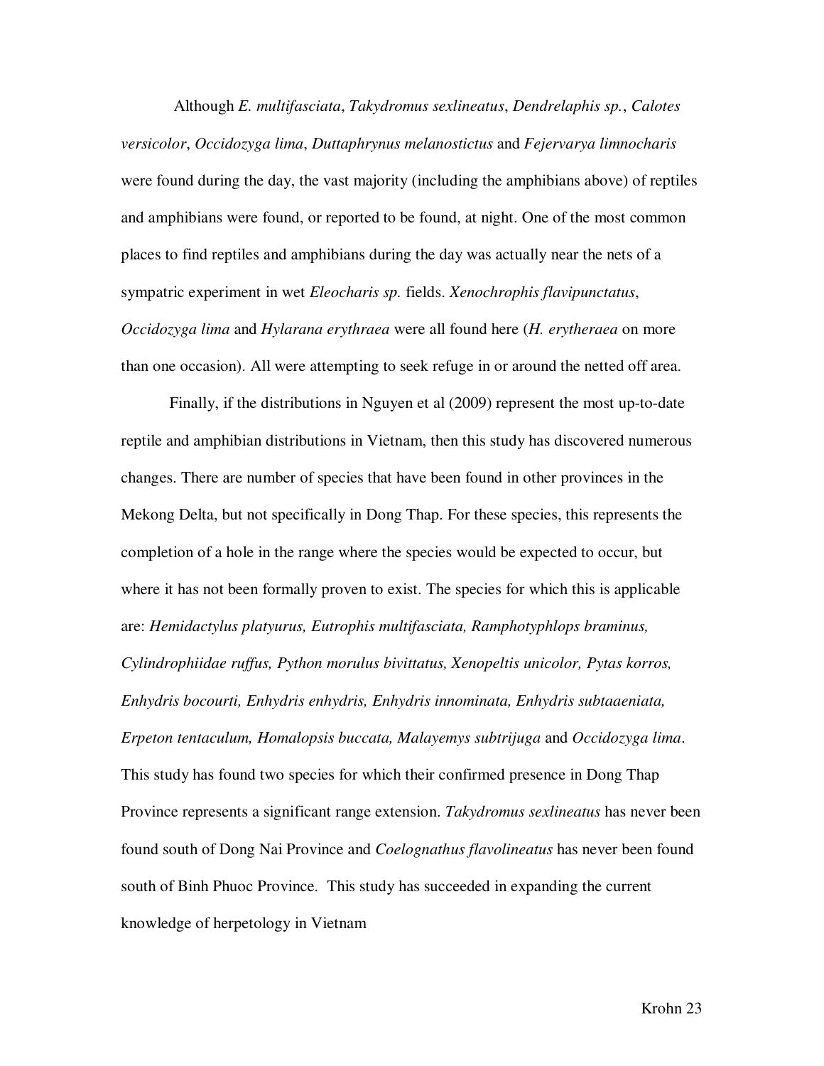Although *E. multifasciata*, *Takydromus sexlineatus*, *Dendrelaphis sp.*, *Calotes versicolor*, *Occidozyga lima*, *Duttaphrynus melanostictus* and *Fejervarya limnocharis* were found during the day, the vast majority (including the amphibians above) of reptiles and amphibians were found, or reported to be found, at night. One of the most common places to find reptiles and amphibians during the day was actually near the nets of a sympatric experiment in wet *Eleocharis sp.* fields. *Xenochrophis flavipunctatus*, *Occidozyga lima* and *Hylarana erythraea* were all found here (*H. erytheraea* on more than one occasion). All were attempting to seek refuge in or around the netted off area.

Finally, if the distributions in Nguyen et al (2009) represent the most up-to-date reptile and amphibian distributions in Vietnam, then this study has discovered numerous changes. There are number of species that have been found in other provinces in the Mekong Delta, but not specifically in Dong Thap. For these species, this represents the completion of a hole in the range where the species would be expected to occur, but where it has not been formally proven to exist. The species for which this is applicable are: *Hemidactylus platyurus, Eutrophis multifasciata, Ramphotyphlops braminus, Cylindrophiidae ruffus, Python morulus bivittatus, Xenopeltis unicolor, Pytas korros, Enhydris bocourti, Enhydris enhydris, Enhydris innominata, Enhydris subtaaeniata, Erpeton tentaculum, Homalopsis buccata, Malayemys subtrijuga* and *Occidozyga lima*. This study has found two species for which their confirmed presence in Dong Thap Province represents a significant range extension. *Takydromus sexlineatus* has never been found south of Dong Nai Province and *Coelognathus flavolineatus* has never been found south of Binh Phuoc Province. This study has succeeded in expanding the current knowledge of herpetology in Vietnam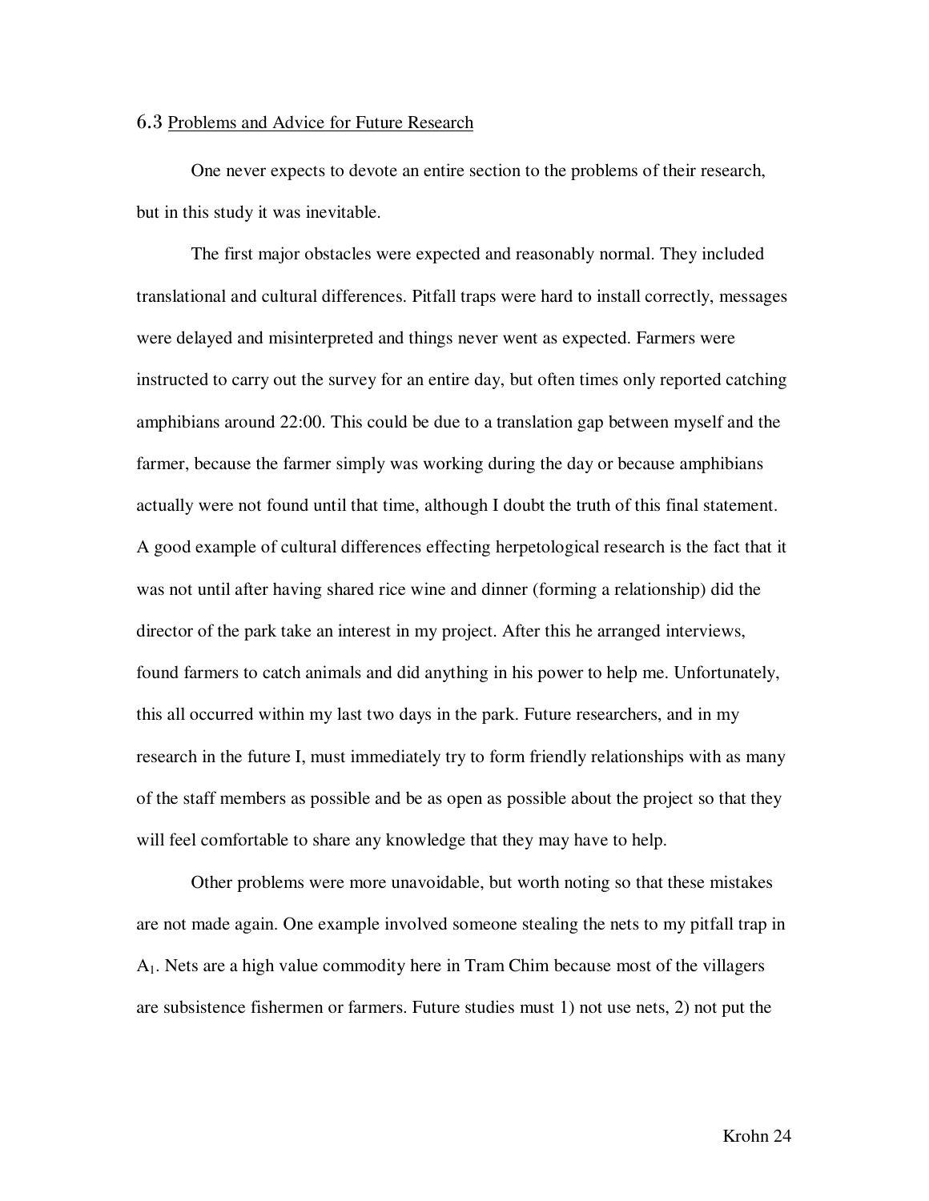### 6.3 Problems and Advice for Future Research

One never expects to devote an entire section to the problems of their research, but in this study it was inevitable.

The first major obstacles were expected and reasonably normal. They included translational and cultural differences. Pitfall traps were hard to install correctly, messages were delayed and misinterpreted and things never went as expected. Farmers were instructed to carry out the survey for an entire day, but often times only reported catching amphibians around 22:00. This could be due to a translation gap between myself and the farmer, because the farmer simply was working during the day or because amphibians actually were not found until that time, although I doubt the truth of this final statement. A good example of cultural differences effecting herpetological research is the fact that it was not until after having shared rice wine and dinner (forming a relationship) did the director of the park take an interest in my project. After this he arranged interviews, found farmers to catch animals and did anything in his power to help me. Unfortunately, this all occurred within my last two days in the park. Future researchers, and in my research in the future I, must immediately try to form friendly relationships with as many of the staff members as possible and be as open as possible about the project so that they will feel comfortable to share any knowledge that they may have to help.

Other problems were more unavoidable, but worth noting so that these mistakes are not made again. One example involved someone stealing the nets to my pitfall trap in $A_1$. Nets are a high value commodity here in Tram Chim because most of the villagers are subsistence fishermen or farmers. Future studies must 1) not use nets, 2) not put the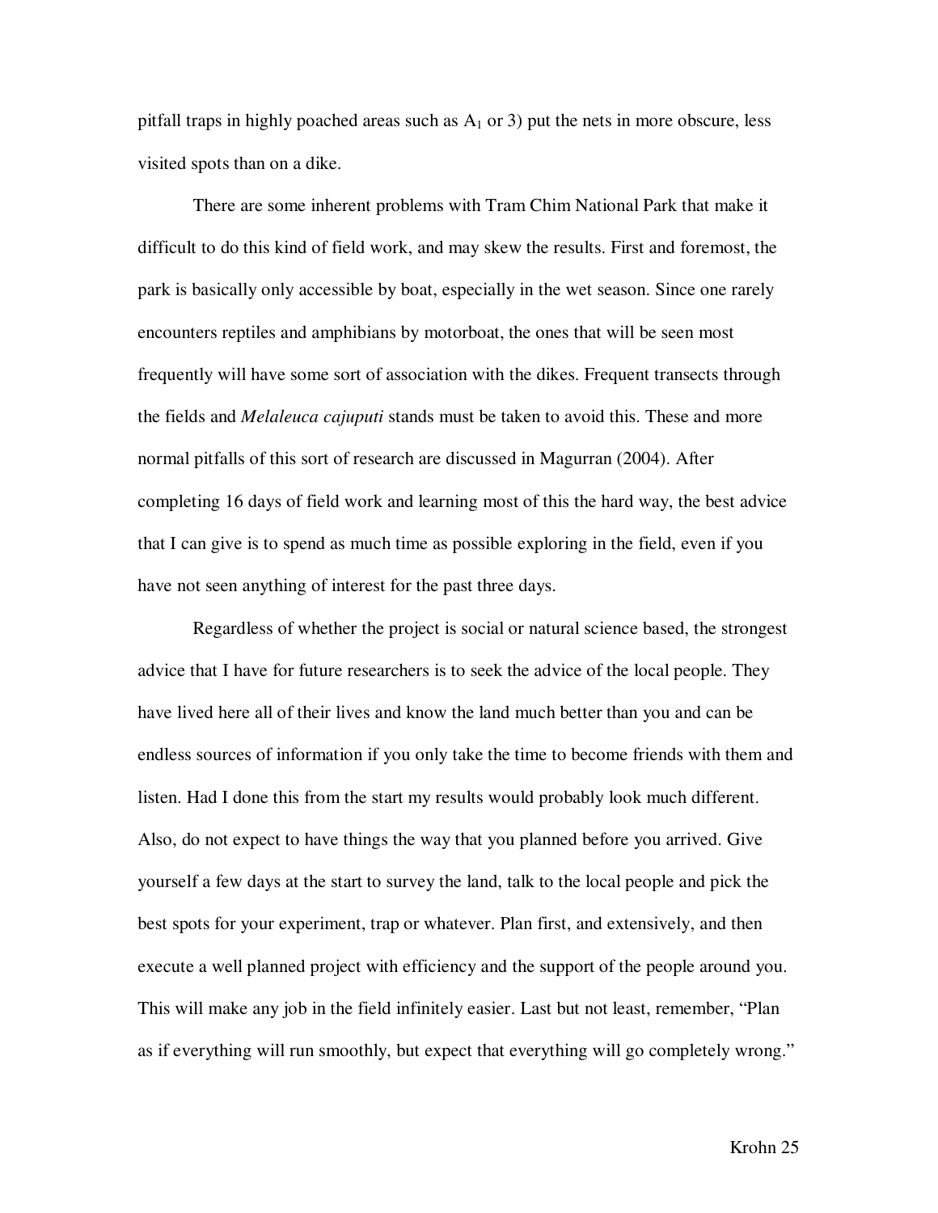pitfall traps in highly poached areas such as $A_1$ or 3) put the nets in more obscure, less visited spots than on a dike.

There are some inherent problems with Tram Chim National Park that make it difficult to do this kind of field work, and may skew the results. First and foremost, the park is basically only accessible by boat, especially in the wet season. Since one rarely encounters reptiles and amphibians by motorboat, the ones that will be seen most frequently will have some sort of association with the dikes. Frequent transects through the fields and *Melaleuca cajuputi* stands must be taken to avoid this. These and more normal pitfalls of this sort of research are discussed in Magurran (2004). After completing 16 days of field work and learning most of this the hard way, the best advice that I can give is to spend as much time as possible exploring in the field, even if you have not seen anything of interest for the past three days.

Regardless of whether the project is social or natural science based, the strongest advice that I have for future researchers is to seek the advice of the local people. They have lived here all of their lives and know the land much better than you and can be endless sources of information if you only take the time to become friends with them and listen. Had I done this from the start my results would probably look much different. Also, do not expect to have things the way that you planned before you arrived. Give yourself a few days at the start to survey the land, talk to the local people and pick the best spots for your experiment, trap or whatever. Plan first, and extensively, and then execute a well planned project with efficiency and the support of the people around you. This will make any job in the field infinitely easier. Last but not least, remember, "Plan as if everything will run smoothly, but expect that everything will go completely wrong."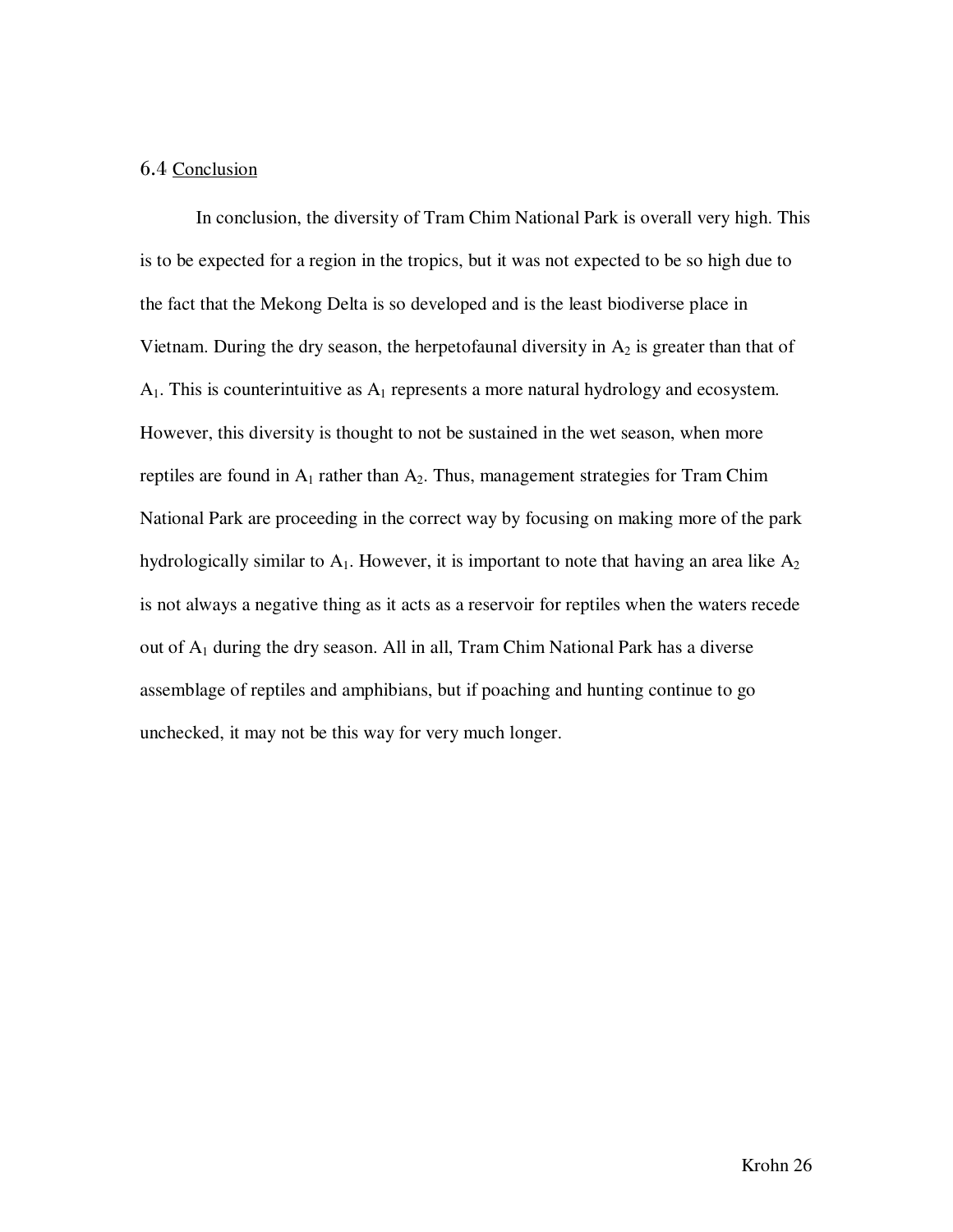### 6.4 Conclusion

In conclusion, the diversity of Tram Chim National Park is overall very high. This is to be expected for a region in the tropics, but it was not expected to be so high due to the fact that the Mekong Delta is so developed and is the least biodiverse place in Vietnam. During the dry season, the herpetofaunal diversity in $A_2$ is greater than that of $A_1$. This is counterintuitive as $A_1$ represents a more natural hydrology and ecosystem. However, this diversity is thought to not be sustained in the wet season, when more reptiles are found in $A_1$ rather than $A_2$. Thus, management strategies for Tram Chim National Park are proceeding in the correct way by focusing on making more of the park hydrologically similar to $A_1$. However, it is important to note that having an area like $A_2$ is not always a negative thing as it acts as a reservoir for reptiles when the waters recede out of $A_1$ during the dry season. All in all, Tram Chim National Park has a diverse assemblage of reptiles and amphibians, but if poaching and hunting continue to go unchecked, it may not be this way for very much longer.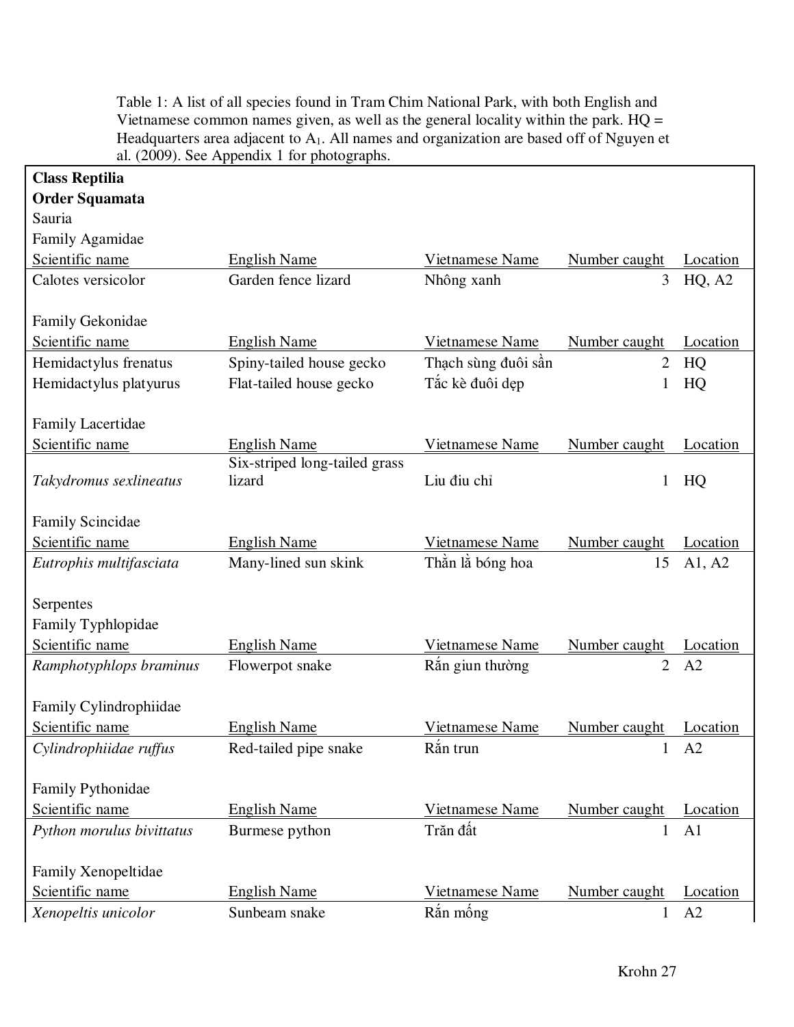Table 1: A list of all species found in Tram Chim National Park, with both English and Vietnamese common names given, as well as the general locality within the park. HQ = Headquarters area adjacent to $A_1$. All names and organization are based off of Nguyen et al. (2009). See Appendix 1 for photographs.

**Class Reptilia**

**Order Squamata**

Sauria

Family Agamidae

| Scientific name | English Name | Vietnamese Name | Number caught | Location |
|---|---|---|---|---|
| Calotes versicolor | Garden fence lizard | Nhông xanh | 3 | HQ, A2 |

Family Gekonidae

| Scientific name | English Name | Vietnamese Name | Number caught | Location |
|---|---|---|---|---|
| Hemidactylus frenatus | Spiny-tailed house gecko | Thạch sùng đuôi sần | 2 | HQ |
| Hemidactylus platyurus | Flat-tailed house gecko | Tắc kè đuôi dẹp | 1 | HQ |

Family Lacertidae

| Scientific name | English Name | Vietnamese Name | Number caught | Location |
|---|---|---|---|---|
| *Takydromus sexlineatus* | Six-striped long-tailed grass lizard | Liu điu chỉ | 1 | HQ |

Family Scincidae

| Scientific name | English Name | Vietnamese Name | Number caught | Location |
|---|---|---|---|---|
| *Eutrophis multifasciata* | Many-lined sun skink | Thằn lằ bóng hoa | 15 | A1, A2 |

Serpentes

Family Typhlopidae

| Scientific name | English Name | Vietnamese Name | Number caught | Location |
|---|---|---|---|---|
| *Ramphotyphlops braminus* | Flowerpot snake | Rắn giun thường | 2 | A2 |

Family Cylindrophiidae

| Scientific name | English Name | Vietnamese Name | Number caught | Location |
|---|---|---|---|---|
| *Cylindrophiidae ruffus* | Red-tailed pipe snake | Rắn trun | 1 | A2 |

Family Pythonidae

| Scientific name | English Name | Vietnamese Name | Number caught | Location |
|---|---|---|---|---|
| *Python morulus bivittatus* | Burmese python | Trăn đất | 1 | A1 |

Family Xenopeltidae

| Scientific name | English Name | Vietnamese Name | Number caught | Location |
|---|---|---|---|---|
| *Xenopeltis unicolor* | Sunbeam snake | Rắn mống | 1 | A2 |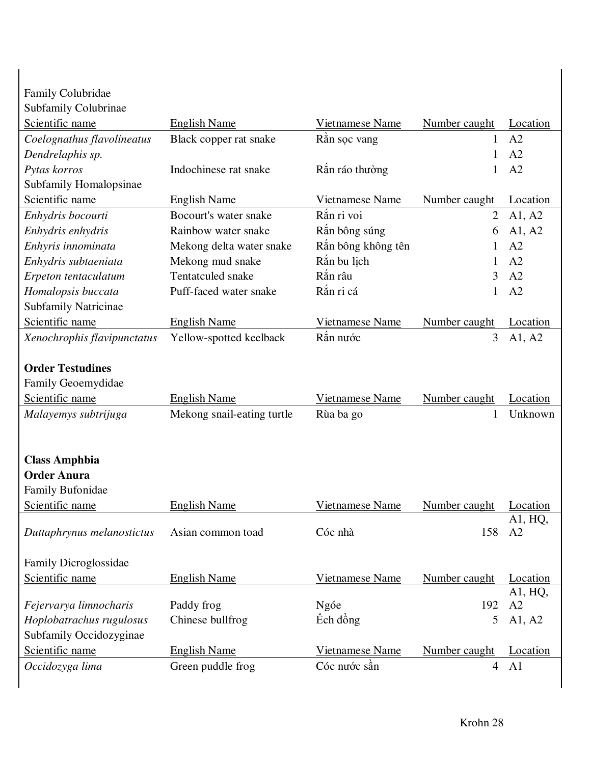Family Colubridae

Subfamily Colubrinae

| Scientific name | English Name | Vietnamese Name | Number caught | Location |
|---|---|---|---|---|
| *Coelognathus flavolineatus* | Black copper rat snake | Rắn sọc vang | 1 | A2 |
| *Dendrelaphis sp.* | | | 1 | A2 |
| *Pytas korros* | Indochinese rat snake | Rắn ráo thường | 1 | A2 |

Subfamily Homalopsinae

| Scientific name | English Name | Vietnamese Name | Number caught | Location |
|---|---|---|---|---|
| *Enhydris bocourti* | Bocourt's water snake | Rắn ri voi | 2 | A1, A2 |
| *Enhydris enhydris* | Rainbow water snake | Rắn bông súng | 6 | A1, A2 |
| *Enhyris innominata* | Mekong delta water snake | Rắn bông không tên | 1 | A2 |
| *Enhydris subtaeniata* | Mekong mud snake | Rắn bu lịch | 1 | A2 |
| *Erpeton tentaculatum* | Tentatculed snake | Rắn râu | 3 | A2 |
| *Homalopsis buccata* | Puff-faced water snake | Rắn ri cá | 1 | A2 |

Subfamily Natricinae

| Scientific name | English Name | Vietnamese Name | Number caught | Location |
|---|---|---|---|---|
| *Xenochrophis flavipunctatus* | Yellow-spotted keelback | Rắn nước | 3 | A1, A2 |

**Order Testudines**

Family Geoemydidae

| Scientific name | English Name | Vietnamese Name | Number caught | Location |
|---|---|---|---|---|
| *Malayemys subtrijuga* | Mekong snail-eating turtle | Rùa ba go | 1 | Unknown |

**Class Amphbia**

**Order Anura**

Family Bufonidae

| Scientific name | English Name | Vietnamese Name | Number caught | Location |
|---|---|---|---|---|
| *Duttaphrynus melanostictus* | Asian common toad | Cóc nhà | 158 | A1, HQ, A2 |

Family Dicroglossidae

| Scientific name | English Name | Vietnamese Name | Number caught | Location |
|---|---|---|---|---|
| *Fejervarya limnocharis* | Paddy frog | Ngóe | 192 | A1, HQ, A2 |
| *Hoplobatrachus rugulosus* | Chinese bullfrog | Ếch đồng | 5 | A1, A2 |

Subfamily Occidozyginae

| Scientific name | English Name | Vietnamese Name | Number caught | Location |
|---|---|---|---|---|
| *Occidozyga lima* | Green puddle frog | Cóc nước sần | 4 | A1 |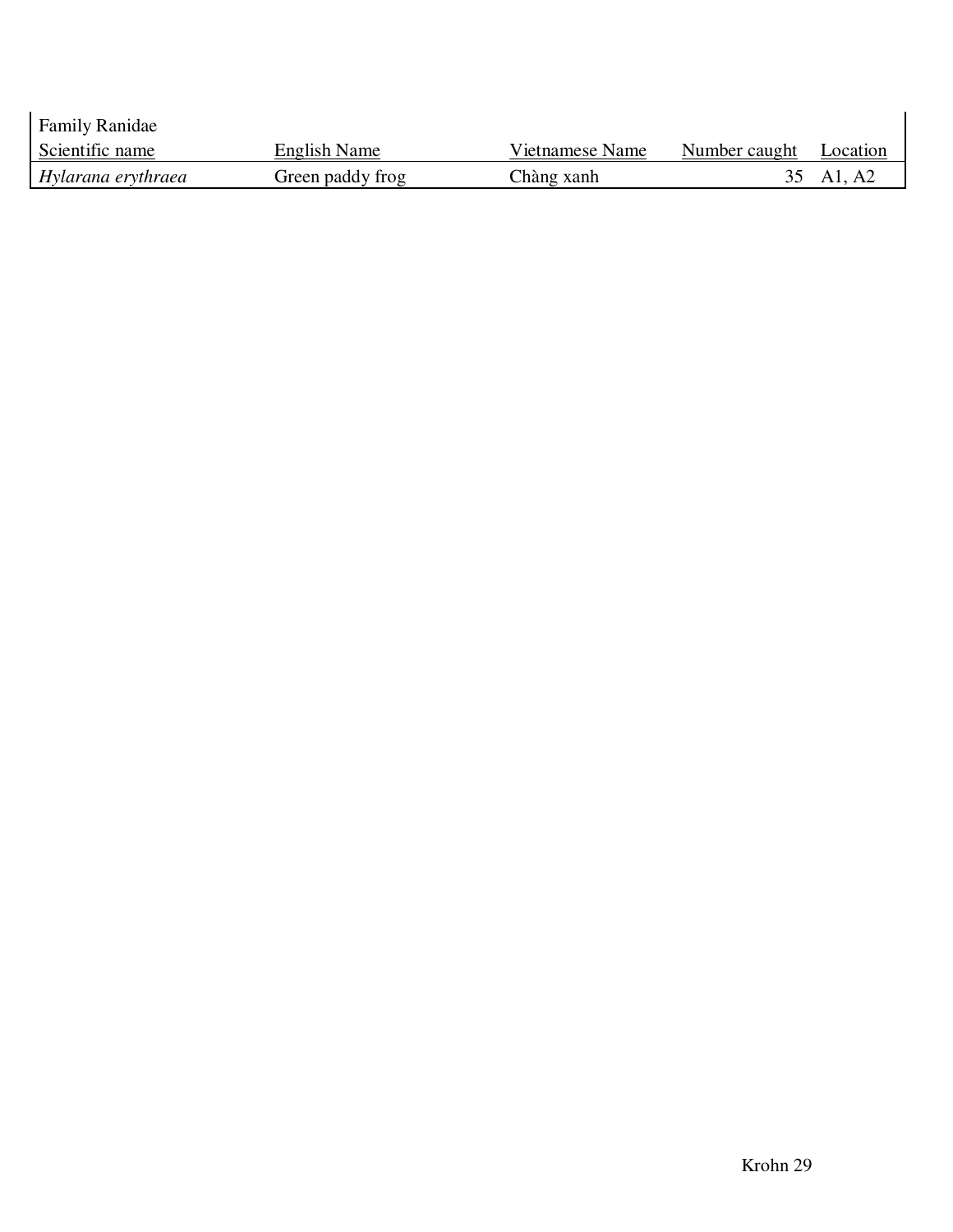Family Ranidae

| Scientific name | English Name | Vietnamese Name | Number caught | Location |
|---|---|---|---|---|
| *Hylarana erythraea* | Green paddy frog | Chàng xanh | 35 | A1, A2 |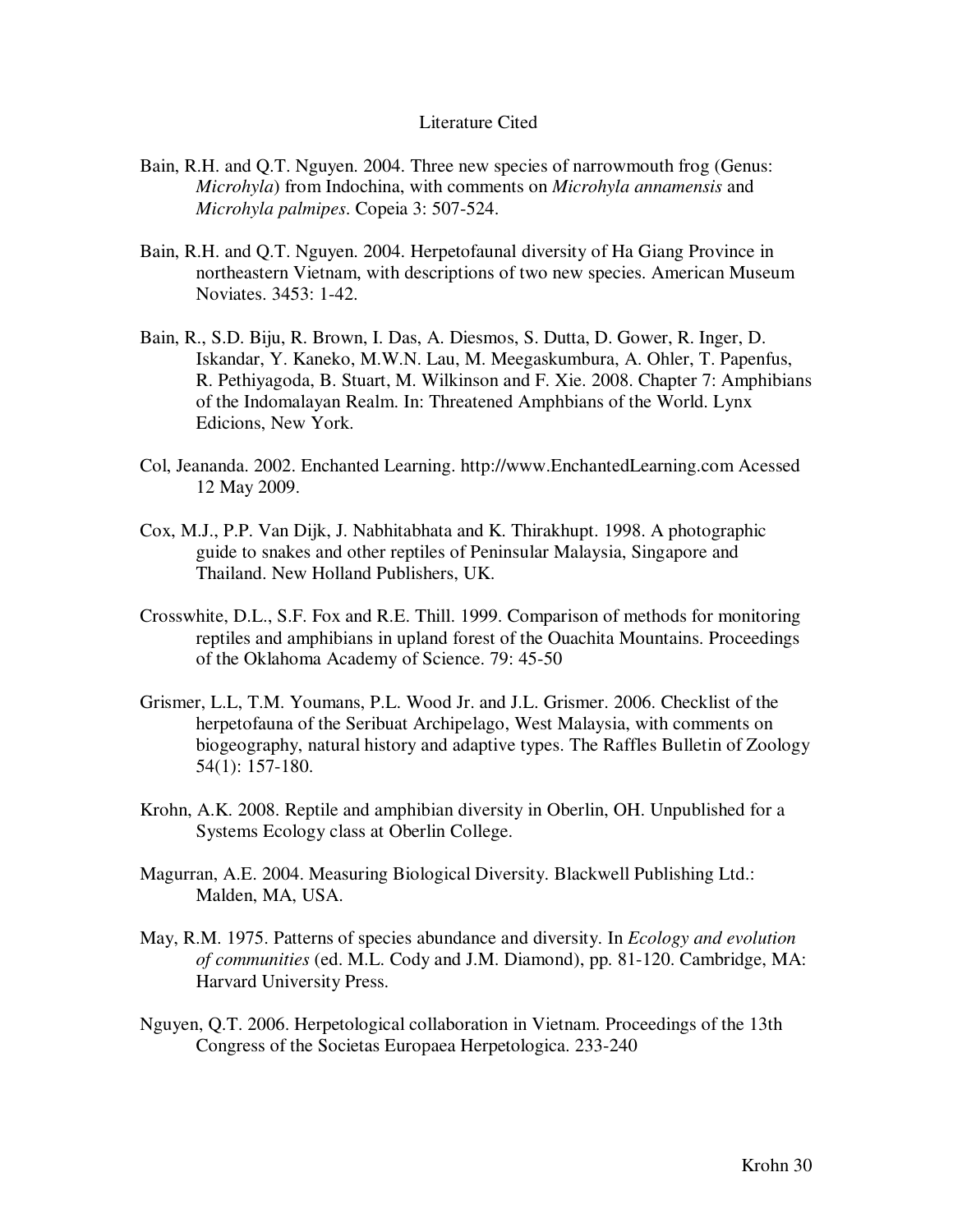## Literature Cited

Bain, R.H. and Q.T. Nguyen. 2004. Three new species of narrowmouth frog (Genus: *Microhyla*) from Indochina, with comments on *Microhyla annamensis* and *Microhyla palmipes*. Copeia 3: 507-524.

Bain, R.H. and Q.T. Nguyen. 2004. Herpetofaunal diversity of Ha Giang Province in northeastern Vietnam, with descriptions of two new species. American Museum Noviates. 3453: 1-42.

Bain, R., S.D. Biju, R. Brown, I. Das, A. Diesmos, S. Dutta, D. Gower, R. Inger, D. Iskandar, Y. Kaneko, M.W.N. Lau, M. Meegaskumbura, A. Ohler, T. Papenfus, R. Pethiyagoda, B. Stuart, M. Wilkinson and F. Xie. 2008. Chapter 7: Amphibians of the Indomalayan Realm. In: Threatened Amphbians of the World. Lynx Edicions, New York.

Col, Jeananda. 2002. Enchanted Learning. http://www.EnchantedLearning.com Acessed 12 May 2009.

Cox, M.J., P.P. Van Dijk, J. Nabhitabhata and K. Thirakhupt. 1998. A photographic guide to snakes and other reptiles of Peninsular Malaysia, Singapore and Thailand. New Holland Publishers, UK.

Crosswhite, D.L., S.F. Fox and R.E. Thill. 1999. Comparison of methods for monitoring reptiles and amphibians in upland forest of the Ouachita Mountains. Proceedings of the Oklahoma Academy of Science. 79: 45-50

Grismer, L.L, T.M. Youmans, P.L. Wood Jr. and J.L. Grismer. 2006. Checklist of the herpetofauna of the Seribuat Archipelago, West Malaysia, with comments on biogeography, natural history and adaptive types. The Raffles Bulletin of Zoology 54(1): 157-180.

Krohn, A.K. 2008. Reptile and amphibian diversity in Oberlin, OH. Unpublished for a Systems Ecology class at Oberlin College.

Magurran, A.E. 2004. Measuring Biological Diversity. Blackwell Publishing Ltd.: Malden, MA, USA.

May, R.M. 1975. Patterns of species abundance and diversity. In *Ecology and evolution of communities* (ed. M.L. Cody and J.M. Diamond), pp. 81-120. Cambridge, MA: Harvard University Press.

Nguyen, Q.T. 2006. Herpetological collaboration in Vietnam. Proceedings of the 13th Congress of the Societas Europaea Herpetologica. 233-240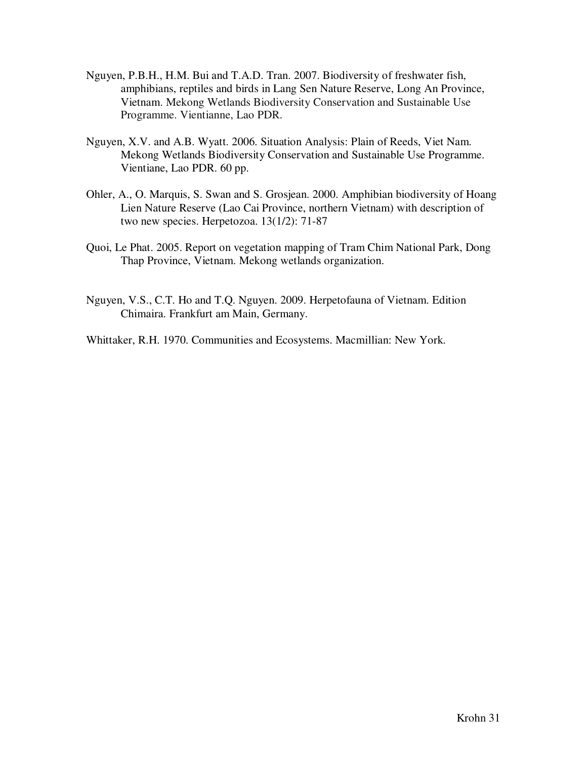Nguyen, P.B.H., H.M. Bui and T.A.D. Tran. 2007. Biodiversity of freshwater fish, amphibians, reptiles and birds in Lang Sen Nature Reserve, Long An Province, Vietnam. Mekong Wetlands Biodiversity Conservation and Sustainable Use Programme. Vientianne, Lao PDR.

Nguyen, X.V. and A.B. Wyatt. 2006. Situation Analysis: Plain of Reeds, Viet Nam. Mekong Wetlands Biodiversity Conservation and Sustainable Use Programme. Vientiane, Lao PDR. 60 pp.

Ohler, A., O. Marquis, S. Swan and S. Grosjean. 2000. Amphibian biodiversity of Hoang Lien Nature Reserve (Lao Cai Province, northern Vietnam) with description of two new species. Herpetozoa. 13(1/2): 71-87

Quoi, Le Phat. 2005. Report on vegetation mapping of Tram Chim National Park, Dong Thap Province, Vietnam. Mekong wetlands organization.

Nguyen, V.S., C.T. Ho and T.Q. Nguyen. 2009. Herpetofauna of Vietnam. Edition Chimaira. Frankfurt am Main, Germany.

Whittaker, R.H. 1970. Communities and Ecosystems. Macmillian: New York.